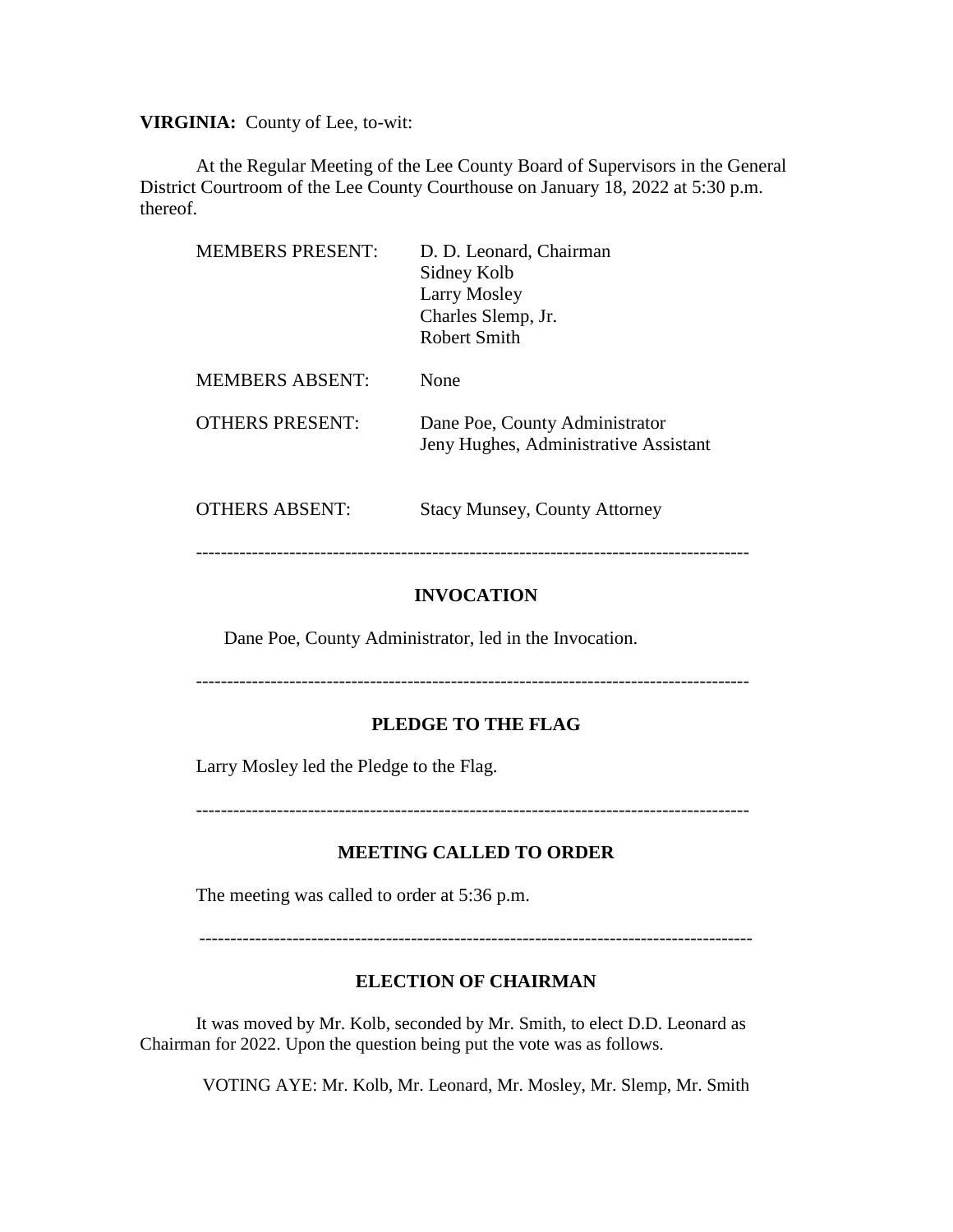**VIRGINIA:** County of Lee, to-wit:

At the Regular Meeting of the Lee County Board of Supervisors in the General District Courtroom of the Lee County Courthouse on January 18, 2022 at 5:30 p.m. thereof.

| | |
|---|---|
| MEMBERS PRESENT: | D. D. Leonard, Chairman<br>Sidney Kolb<br>Larry Mosley<br>Charles Slemp, Jr.<br>Robert Smith |
| MEMBERS ABSENT: | None |
| OTHERS PRESENT: | Dane Poe, County Administrator<br>Jeny Hughes, Administrative Assistant |
| OTHERS ABSENT: | Stacy Munsey, County Attorney |

---

**INVOCATION**

Dane Poe, County Administrator, led in the Invocation.

---

**PLEDGE TO THE FLAG**

Larry Mosley led the Pledge to the Flag.

---

**MEETING CALLED TO ORDER**

The meeting was called to order at 5:36 p.m.

---

**ELECTION OF CHAIRMAN**

It was moved by Mr. Kolb, seconded by Mr. Smith, to elect D.D. Leonard as Chairman for 2022. Upon the question being put the vote was as follows.

VOTING AYE: Mr. Kolb, Mr. Leonard, Mr. Mosley, Mr. Slemp, Mr. Smith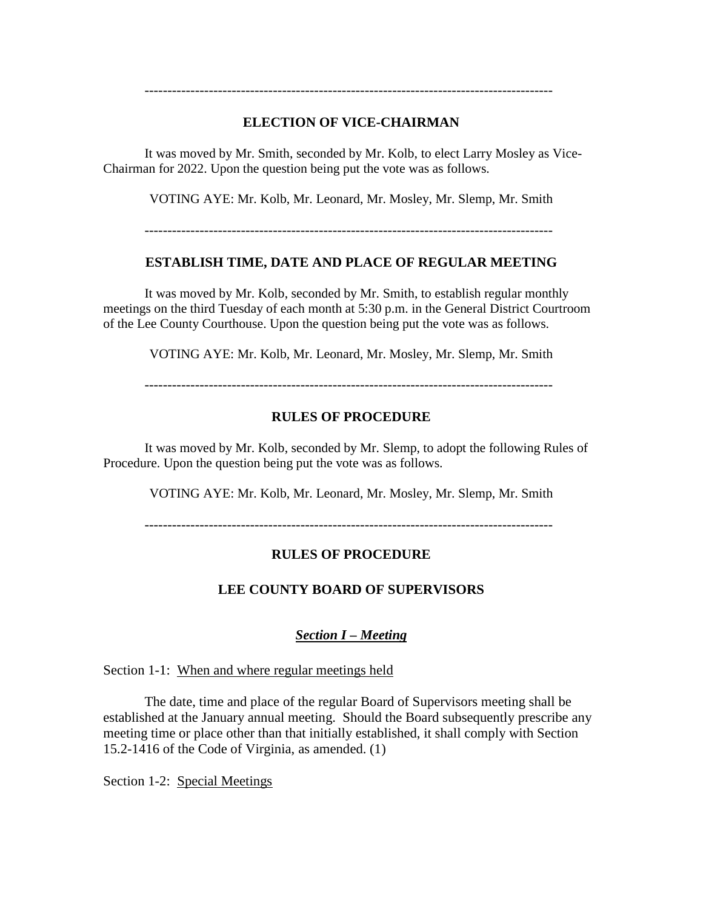---

## ELECTION OF VICE-CHAIRMAN

It was moved by Mr. Smith, seconded by Mr. Kolb, to elect Larry Mosley as Vice-Chairman for 2022. Upon the question being put the vote was as follows.

VOTING AYE: Mr. Kolb, Mr. Leonard, Mr. Mosley, Mr. Slemp, Mr. Smith

---

## ESTABLISH TIME, DATE AND PLACE OF REGULAR MEETING

It was moved by Mr. Kolb, seconded by Mr. Smith, to establish regular monthly meetings on the third Tuesday of each month at 5:30 p.m. in the General District Courtroom of the Lee County Courthouse. Upon the question being put the vote was as follows.

VOTING AYE: Mr. Kolb, Mr. Leonard, Mr. Mosley, Mr. Slemp, Mr. Smith

---

## RULES OF PROCEDURE

It was moved by Mr. Kolb, seconded by Mr. Slemp, to adopt the following Rules of Procedure. Upon the question being put the vote was as follows.

VOTING AYE: Mr. Kolb, Mr. Leonard, Mr. Mosley, Mr. Slemp, Mr. Smith

---

## RULES OF PROCEDURE

## LEE COUNTY BOARD OF SUPERVISORS

### *Section I – Meeting*

Section 1-1: When and where regular meetings held

The date, time and place of the regular Board of Supervisors meeting shall be established at the January annual meeting. Should the Board subsequently prescribe any meeting time or place other than that initially established, it shall comply with Section 15.2-1416 of the Code of Virginia, as amended. (1)

Section 1-2: Special Meetings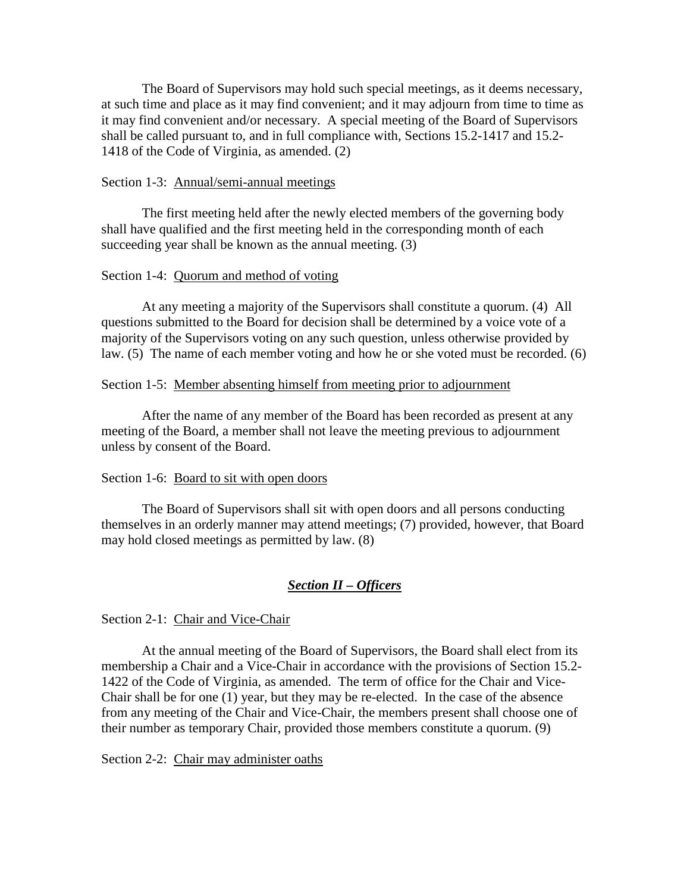The Board of Supervisors may hold such special meetings, as it deems necessary, at such time and place as it may find convenient; and it may adjourn from time to time as it may find convenient and/or necessary. A special meeting of the Board of Supervisors shall be called pursuant to, and in full compliance with, Sections 15.2-1417 and 15.2-1418 of the Code of Virginia, as amended. (2)

Section 1-3: Annual/semi-annual meetings

The first meeting held after the newly elected members of the governing body shall have qualified and the first meeting held in the corresponding month of each succeeding year shall be known as the annual meeting. (3)

Section 1-4: Quorum and method of voting

At any meeting a majority of the Supervisors shall constitute a quorum. (4) All questions submitted to the Board for decision shall be determined by a voice vote of a majority of the Supervisors voting on any such question, unless otherwise provided by law. (5) The name of each member voting and how he or she voted must be recorded. (6)

Section 1-5: Member absenting himself from meeting prior to adjournment

After the name of any member of the Board has been recorded as present at any meeting of the Board, a member shall not leave the meeting previous to adjournment unless by consent of the Board.

Section 1-6: Board to sit with open doors

The Board of Supervisors shall sit with open doors and all persons conducting themselves in an orderly manner may attend meetings; (7) provided, however, that Board may hold closed meetings as permitted by law. (8)

## ***Section II – Officers***

Section 2-1: Chair and Vice-Chair

At the annual meeting of the Board of Supervisors, the Board shall elect from its membership a Chair and a Vice-Chair in accordance with the provisions of Section 15.2-1422 of the Code of Virginia, as amended. The term of office for the Chair and Vice-Chair shall be for one (1) year, but they may be re-elected. In the case of the absence from any meeting of the Chair and Vice-Chair, the members present shall choose one of their number as temporary Chair, provided those members constitute a quorum. (9)

Section 2-2: Chair may administer oaths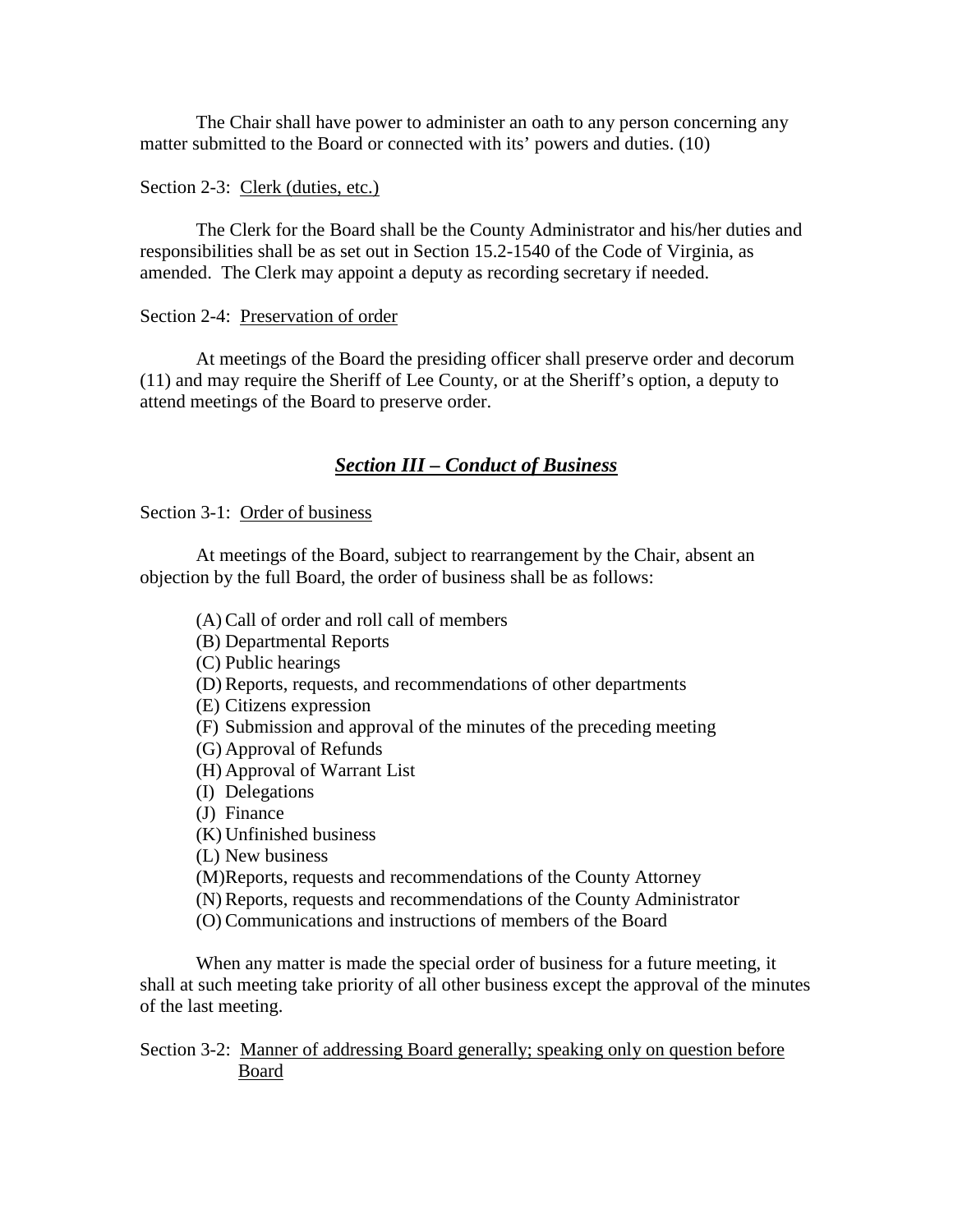The Chair shall have power to administer an oath to any person concerning any matter submitted to the Board or connected with its' powers and duties. (10)

Section 2-3: Clerk (duties, etc.)

The Clerk for the Board shall be the County Administrator and his/her duties and responsibilities shall be as set out in Section 15.2-1540 of the Code of Virginia, as amended. The Clerk may appoint a deputy as recording secretary if needed.

Section 2-4: Preservation of order

At meetings of the Board the presiding officer shall preserve order and decorum (11) and may require the Sheriff of Lee County, or at the Sheriff's option, a deputy to attend meetings of the Board to preserve order.

## ***Section III – Conduct of Business***

Section 3-1: Order of business

At meetings of the Board, subject to rearrangement by the Chair, absent an objection by the full Board, the order of business shall be as follows:

(A) Call of order and roll call of members
(B) Departmental Reports
(C) Public hearings
(D) Reports, requests, and recommendations of other departments
(E) Citizens expression
(F) Submission and approval of the minutes of the preceding meeting
(G) Approval of Refunds
(H) Approval of Warrant List
(I) Delegations
(J) Finance
(K) Unfinished business
(L) New business
(M) Reports, requests and recommendations of the County Attorney
(N) Reports, requests and recommendations of the County Administrator
(O) Communications and instructions of members of the Board

When any matter is made the special order of business for a future meeting, it shall at such meeting take priority of all other business except the approval of the minutes of the last meeting.

Section 3-2: Manner of addressing Board generally; speaking only on question before Board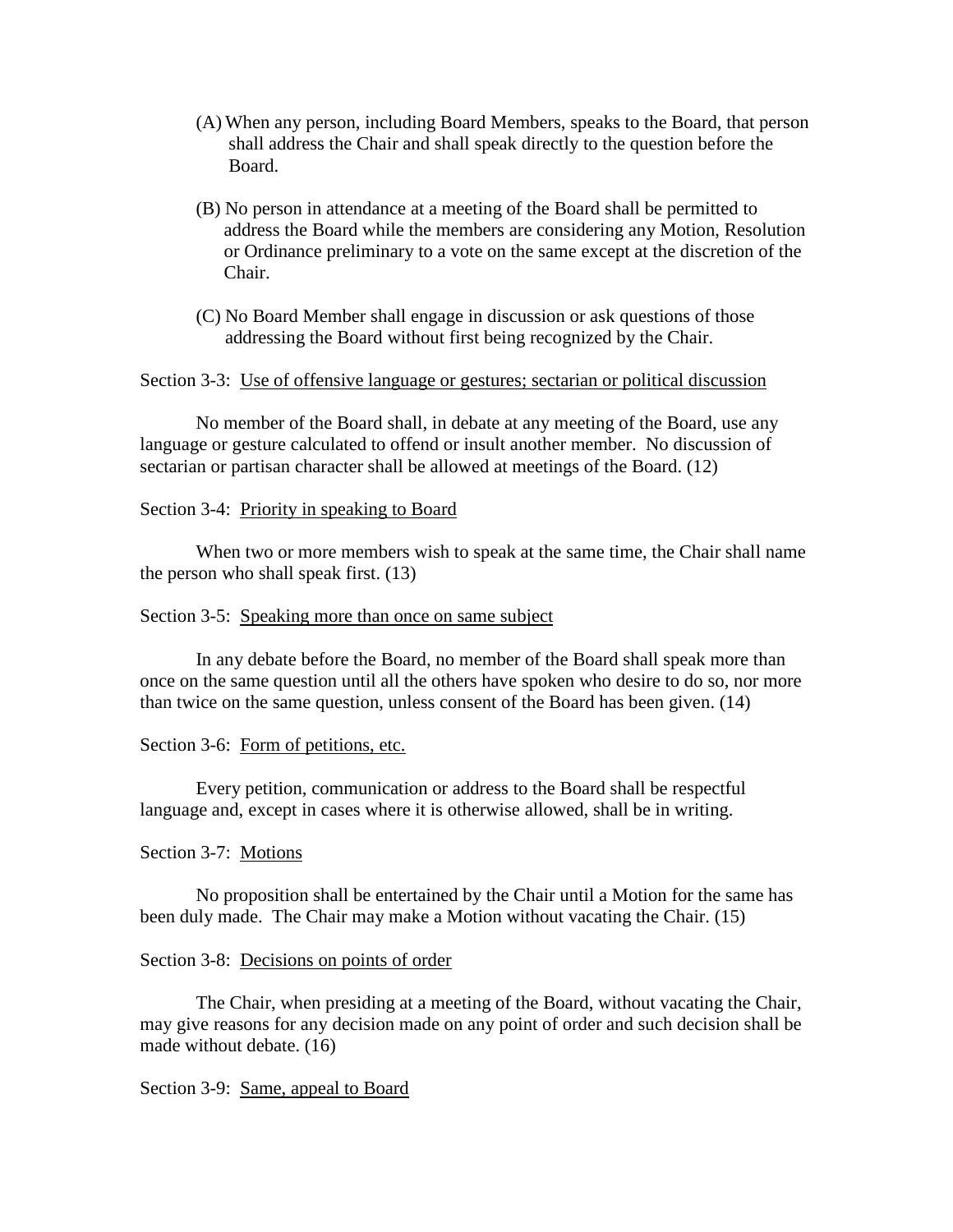(A) When any person, including Board Members, speaks to the Board, that person shall address the Chair and shall speak directly to the question before the Board.

(B) No person in attendance at a meeting of the Board shall be permitted to address the Board while the members are considering any Motion, Resolution or Ordinance preliminary to a vote on the same except at the discretion of the Chair.

(C) No Board Member shall engage in discussion or ask questions of those addressing the Board without first being recognized by the Chair.

Section 3-3: Use of offensive language or gestures; sectarian or political discussion

No member of the Board shall, in debate at any meeting of the Board, use any language or gesture calculated to offend or insult another member. No discussion of sectarian or partisan character shall be allowed at meetings of the Board. (12)

Section 3-4: Priority in speaking to Board

When two or more members wish to speak at the same time, the Chair shall name the person who shall speak first. (13)

Section 3-5: Speaking more than once on same subject

In any debate before the Board, no member of the Board shall speak more than once on the same question until all the others have spoken who desire to do so, nor more than twice on the same question, unless consent of the Board has been given. (14)

Section 3-6: Form of petitions, etc.

Every petition, communication or address to the Board shall be respectful language and, except in cases where it is otherwise allowed, shall be in writing.

Section 3-7: Motions

No proposition shall be entertained by the Chair until a Motion for the same has been duly made. The Chair may make a Motion without vacating the Chair. (15)

Section 3-8: Decisions on points of order

The Chair, when presiding at a meeting of the Board, without vacating the Chair, may give reasons for any decision made on any point of order and such decision shall be made without debate. (16)

Section 3-9: Same, appeal to Board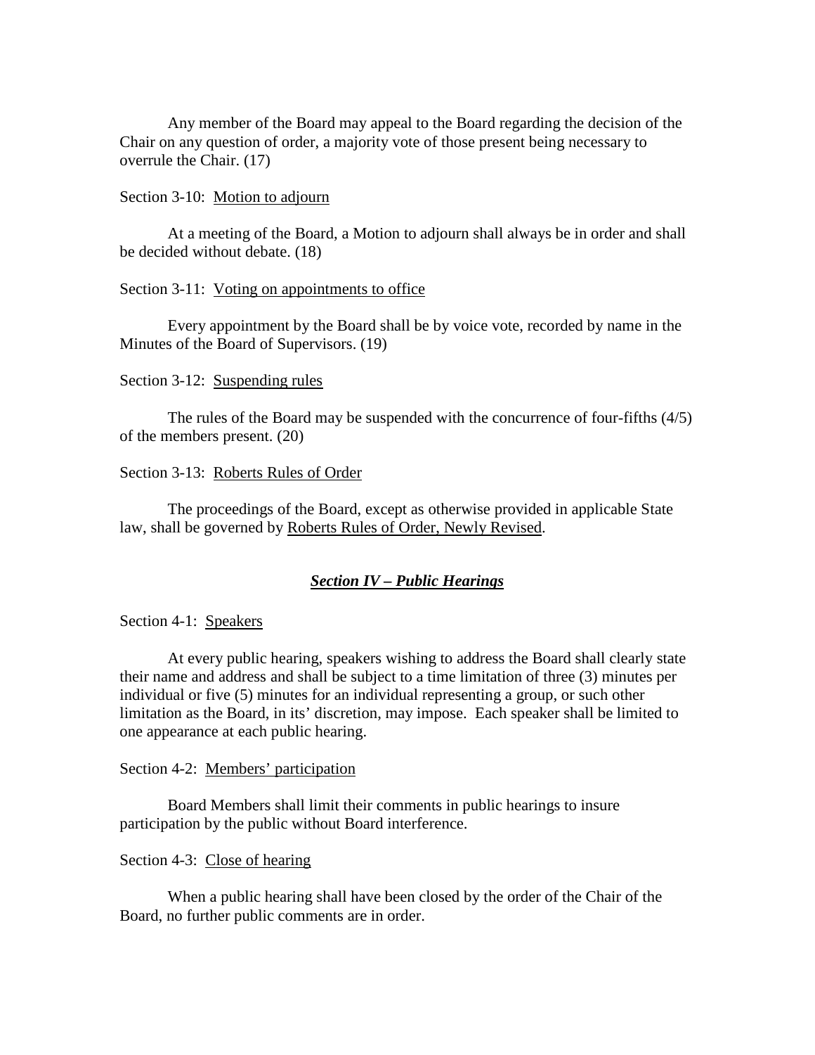Any member of the Board may appeal to the Board regarding the decision of the Chair on any question of order, a majority vote of those present being necessary to overrule the Chair. (17)

Section 3-10: Motion to adjourn

At a meeting of the Board, a Motion to adjourn shall always be in order and shall be decided without debate. (18)

Section 3-11: Voting on appointments to office

Every appointment by the Board shall be by voice vote, recorded by name in the Minutes of the Board of Supervisors. (19)

Section 3-12: Suspending rules

The rules of the Board may be suspended with the concurrence of four-fifths (4/5) of the members present. (20)

Section 3-13: Roberts Rules of Order

The proceedings of the Board, except as otherwise provided in applicable State law, shall be governed by Roberts Rules of Order, Newly Revised.

## ***Section IV – Public Hearings***

Section 4-1: Speakers

At every public hearing, speakers wishing to address the Board shall clearly state their name and address and shall be subject to a time limitation of three (3) minutes per individual or five (5) minutes for an individual representing a group, or such other limitation as the Board, in its' discretion, may impose. Each speaker shall be limited to one appearance at each public hearing.

Section 4-2: Members' participation

Board Members shall limit their comments in public hearings to insure participation by the public without Board interference.

Section 4-3: Close of hearing

When a public hearing shall have been closed by the order of the Chair of the Board, no further public comments are in order.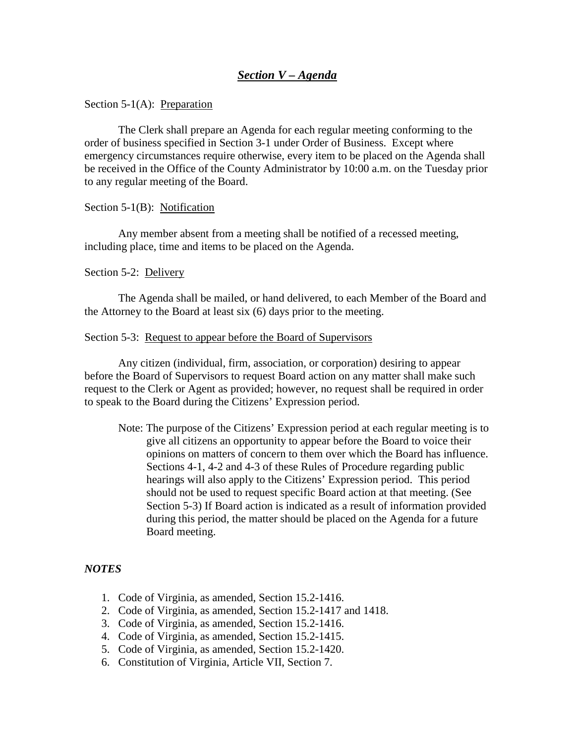## *Section V – Agenda*

Section 5-1(A): Preparation

The Clerk shall prepare an Agenda for each regular meeting conforming to the order of business specified in Section 3-1 under Order of Business. Except where emergency circumstances require otherwise, every item to be placed on the Agenda shall be received in the Office of the County Administrator by 10:00 a.m. on the Tuesday prior to any regular meeting of the Board.

Section 5-1(B): Notification

Any member absent from a meeting shall be notified of a recessed meeting, including place, time and items to be placed on the Agenda.

Section 5-2: Delivery

The Agenda shall be mailed, or hand delivered, to each Member of the Board and the Attorney to the Board at least six (6) days prior to the meeting.

Section 5-3: Request to appear before the Board of Supervisors

Any citizen (individual, firm, association, or corporation) desiring to appear before the Board of Supervisors to request Board action on any matter shall make such request to the Clerk or Agent as provided; however, no request shall be required in order to speak to the Board during the Citizens' Expression period.

> Note: The purpose of the Citizens' Expression period at each regular meeting is to give all citizens an opportunity to appear before the Board to voice their opinions on matters of concern to them over which the Board has influence. Sections 4-1, 4-2 and 4-3 of these Rules of Procedure regarding public hearings will also apply to the Citizens' Expression period. This period should not be used to request specific Board action at that meeting. (See Section 5-3) If Board action is indicated as a result of information provided during this period, the matter should be placed on the Agenda for a future Board meeting.

***NOTES***

1. Code of Virginia, as amended, Section 15.2-1416.
2. Code of Virginia, as amended, Section 15.2-1417 and 1418.
3. Code of Virginia, as amended, Section 15.2-1416.
4. Code of Virginia, as amended, Section 15.2-1415.
5. Code of Virginia, as amended, Section 15.2-1420.
6. Constitution of Virginia, Article VII, Section 7.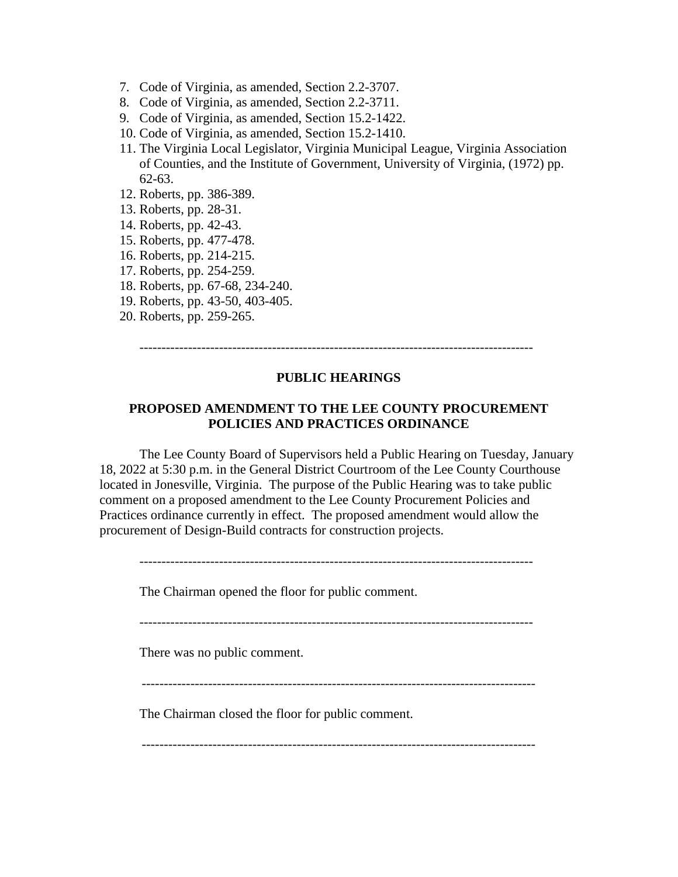7. Code of Virginia, as amended, Section 2.2-3707.
8. Code of Virginia, as amended, Section 2.2-3711.
9. Code of Virginia, as amended, Section 15.2-1422.
10. Code of Virginia, as amended, Section 15.2-1410.
11. The Virginia Local Legislator, Virginia Municipal League, Virginia Association of Counties, and the Institute of Government, University of Virginia, (1972) pp. 62-63.
12. Roberts, pp. 386-389.
13. Roberts, pp. 28-31.
14. Roberts, pp. 42-43.
15. Roberts, pp. 477-478.
16. Roberts, pp. 214-215.
17. Roberts, pp. 254-259.
18. Roberts, pp. 67-68, 234-240.
19. Roberts, pp. 43-50, 403-405.
20. Roberts, pp. 259-265.

---

**PUBLIC HEARINGS**

**PROPOSED AMENDMENT TO THE LEE COUNTY PROCUREMENT POLICIES AND PRACTICES ORDINANCE**

The Lee County Board of Supervisors held a Public Hearing on Tuesday, January 18, 2022 at 5:30 p.m. in the General District Courtroom of the Lee County Courthouse located in Jonesville, Virginia. The purpose of the Public Hearing was to take public comment on a proposed amendment to the Lee County Procurement Policies and Practices ordinance currently in effect. The proposed amendment would allow the procurement of Design-Build contracts for construction projects.

---

The Chairman opened the floor for public comment.

---

There was no public comment.

---

The Chairman closed the floor for public comment.

---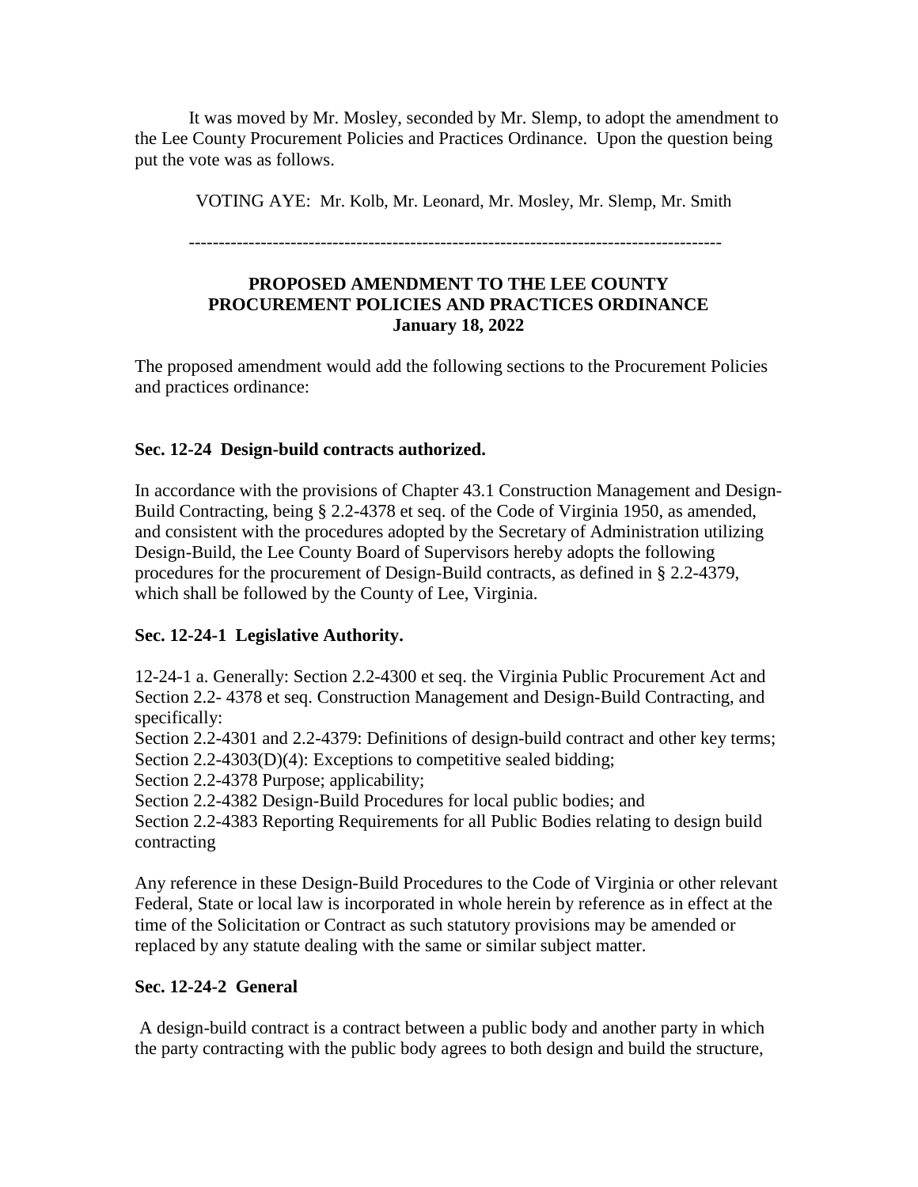It was moved by Mr. Mosley, seconded by Mr. Slemp, to adopt the amendment to the Lee County Procurement Policies and Practices Ordinance. Upon the question being put the vote was as follows.

VOTING AYE: Mr. Kolb, Mr. Leonard, Mr. Mosley, Mr. Slemp, Mr. Smith

---

**PROPOSED AMENDMENT TO THE LEE COUNTY PROCUREMENT POLICIES AND PRACTICES ORDINANCE**
**January 18, 2022**

The proposed amendment would add the following sections to the Procurement Policies and practices ordinance:

**Sec. 12-24 Design-build contracts authorized.**

In accordance with the provisions of Chapter 43.1 Construction Management and Design-Build Contracting, being § 2.2-4378 et seq. of the Code of Virginia 1950, as amended, and consistent with the procedures adopted by the Secretary of Administration utilizing Design-Build, the Lee County Board of Supervisors hereby adopts the following procedures for the procurement of Design-Build contracts, as defined in § 2.2-4379, which shall be followed by the County of Lee, Virginia.

**Sec. 12-24-1 Legislative Authority.**

12-24-1 a. Generally: Section 2.2-4300 et seq. the Virginia Public Procurement Act and Section 2.2- 4378 et seq. Construction Management and Design-Build Contracting, and specifically:
Section 2.2-4301 and 2.2-4379: Definitions of design-build contract and other key terms;
Section 2.2-4303(D)(4): Exceptions to competitive sealed bidding;
Section 2.2-4378 Purpose; applicability;
Section 2.2-4382 Design-Build Procedures for local public bodies; and
Section 2.2-4383 Reporting Requirements for all Public Bodies relating to design build contracting

Any reference in these Design-Build Procedures to the Code of Virginia or other relevant Federal, State or local law is incorporated in whole herein by reference as in effect at the time of the Solicitation or Contract as such statutory provisions may be amended or replaced by any statute dealing with the same or similar subject matter.

**Sec. 12-24-2 General**

A design-build contract is a contract between a public body and another party in which the party contracting with the public body agrees to both design and build the structure,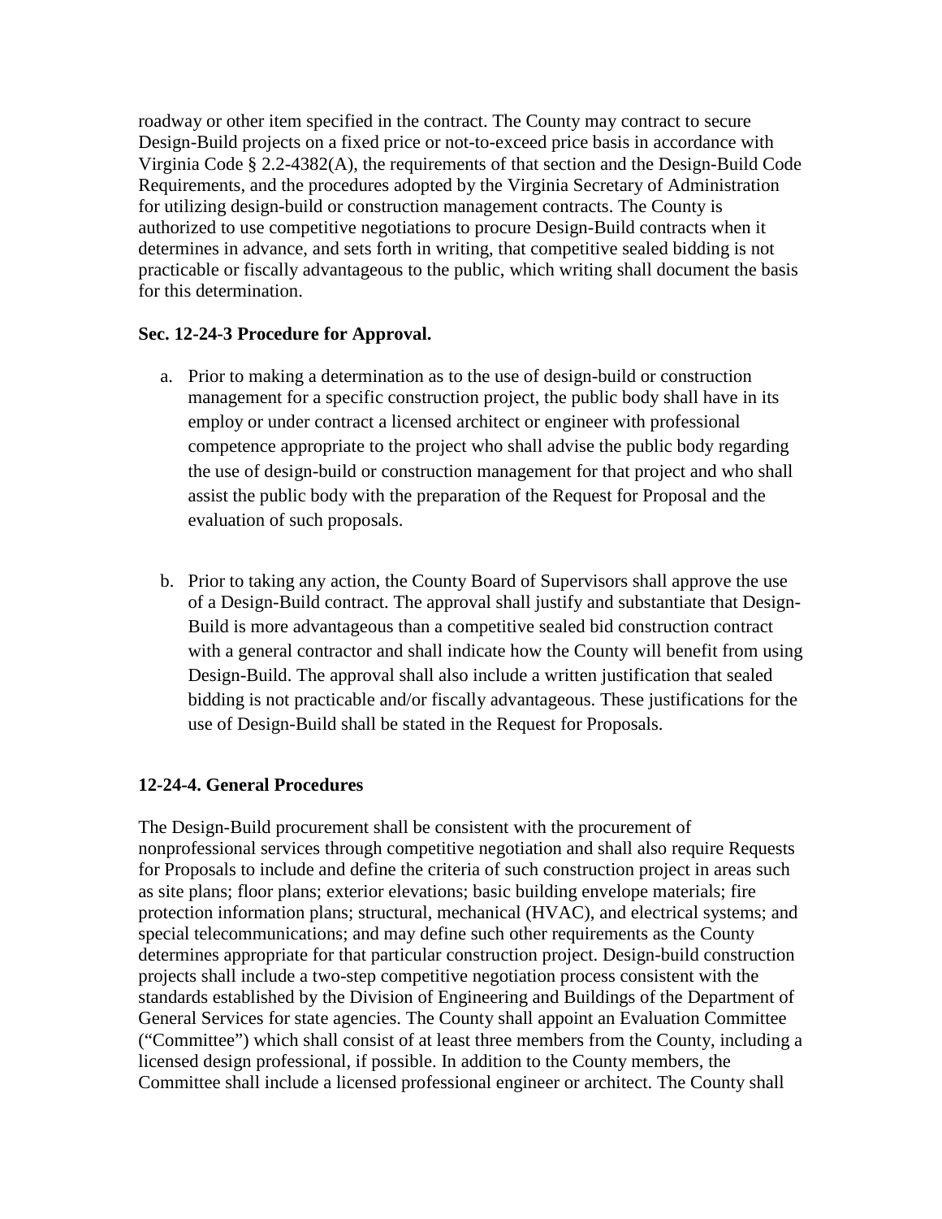roadway or other item specified in the contract. The County may contract to secure Design-Build projects on a fixed price or not-to-exceed price basis in accordance with Virginia Code § 2.2-4382(A), the requirements of that section and the Design-Build Code Requirements, and the procedures adopted by the Virginia Secretary of Administration for utilizing design-build or construction management contracts. The County is authorized to use competitive negotiations to procure Design-Build contracts when it determines in advance, and sets forth in writing, that competitive sealed bidding is not practicable or fiscally advantageous to the public, which writing shall document the basis for this determination.

**Sec. 12-24-3 Procedure for Approval.**

a. Prior to making a determination as to the use of design-build or construction management for a specific construction project, the public body shall have in its employ or under contract a licensed architect or engineer with professional competence appropriate to the project who shall advise the public body regarding the use of design-build or construction management for that project and who shall assist the public body with the preparation of the Request for Proposal and the evaluation of such proposals.

b. Prior to taking any action, the County Board of Supervisors shall approve the use of a Design-Build contract. The approval shall justify and substantiate that Design-Build is more advantageous than a competitive sealed bid construction contract with a general contractor and shall indicate how the County will benefit from using Design-Build. The approval shall also include a written justification that sealed bidding is not practicable and/or fiscally advantageous. These justifications for the use of Design-Build shall be stated in the Request for Proposals.

**12-24-4. General Procedures**

The Design-Build procurement shall be consistent with the procurement of nonprofessional services through competitive negotiation and shall also require Requests for Proposals to include and define the criteria of such construction project in areas such as site plans; floor plans; exterior elevations; basic building envelope materials; fire protection information plans; structural, mechanical (HVAC), and electrical systems; and special telecommunications; and may define such other requirements as the County determines appropriate for that particular construction project. Design-build construction projects shall include a two-step competitive negotiation process consistent with the standards established by the Division of Engineering and Buildings of the Department of General Services for state agencies. The County shall appoint an Evaluation Committee ("Committee") which shall consist of at least three members from the County, including a licensed design professional, if possible. In addition to the County members, the Committee shall include a licensed professional engineer or architect. The County shall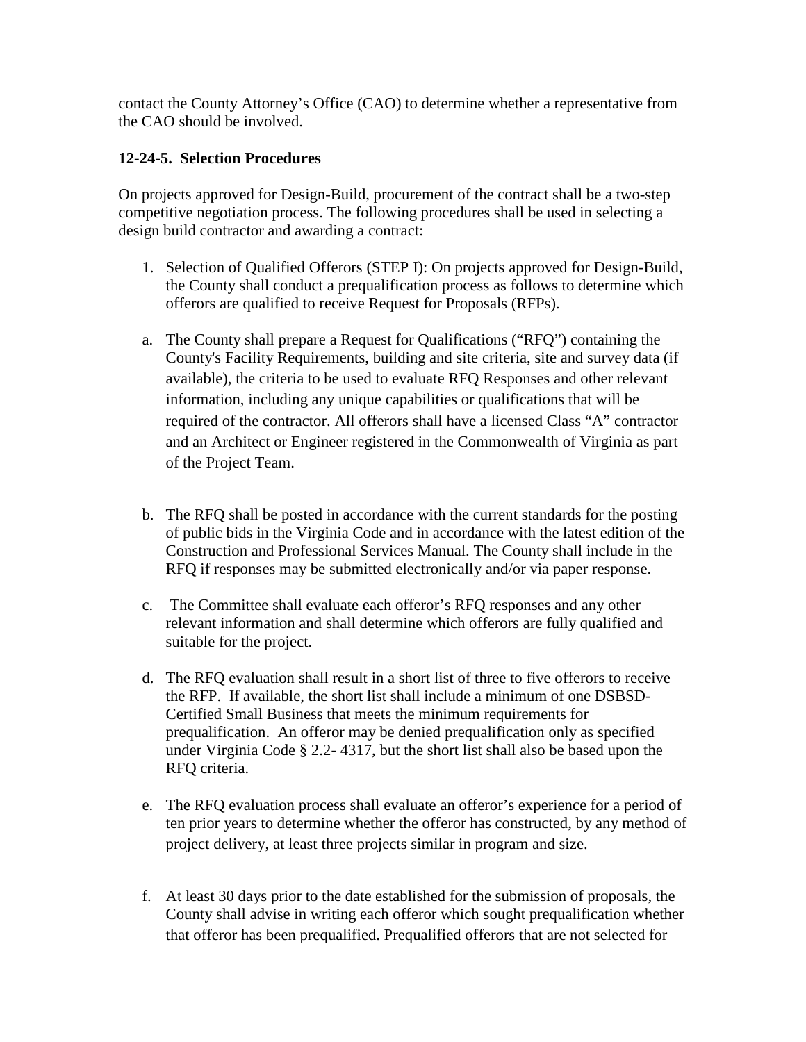contact the County Attorney's Office (CAO) to determine whether a representative from the CAO should be involved.

**12-24-5. Selection Procedures**

On projects approved for Design-Build, procurement of the contract shall be a two-step competitive negotiation process. The following procedures shall be used in selecting a design build contractor and awarding a contract:

1. Selection of Qualified Offerors (STEP I): On projects approved for Design-Build, the County shall conduct a prequalification process as follows to determine which offerors are qualified to receive Request for Proposals (RFPs).

a. The County shall prepare a Request for Qualifications ("RFQ") containing the County's Facility Requirements, building and site criteria, site and survey data (if available), the criteria to be used to evaluate RFQ Responses and other relevant information, including any unique capabilities or qualifications that will be required of the contractor. All offerors shall have a licensed Class "A" contractor and an Architect or Engineer registered in the Commonwealth of Virginia as part of the Project Team.

b. The RFQ shall be posted in accordance with the current standards for the posting of public bids in the Virginia Code and in accordance with the latest edition of the Construction and Professional Services Manual. The County shall include in the RFQ if responses may be submitted electronically and/or via paper response.

c. The Committee shall evaluate each offeror's RFQ responses and any other relevant information and shall determine which offerors are fully qualified and suitable for the project.

d. The RFQ evaluation shall result in a short list of three to five offerors to receive the RFP. If available, the short list shall include a minimum of one DSBSD-Certified Small Business that meets the minimum requirements for prequalification. An offeror may be denied prequalification only as specified under Virginia Code § 2.2- 4317, but the short list shall also be based upon the RFQ criteria.

e. The RFQ evaluation process shall evaluate an offeror's experience for a period of ten prior years to determine whether the offeror has constructed, by any method of project delivery, at least three projects similar in program and size.

f. At least 30 days prior to the date established for the submission of proposals, the County shall advise in writing each offeror which sought prequalification whether that offeror has been prequalified. Prequalified offerors that are not selected for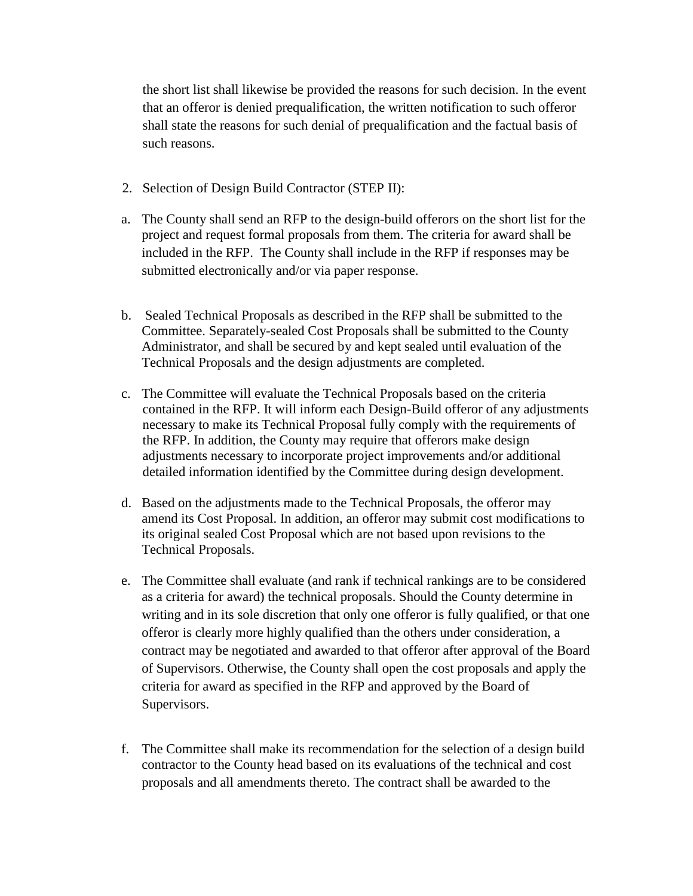the short list shall likewise be provided the reasons for such decision. In the event that an offeror is denied prequalification, the written notification to such offeror shall state the reasons for such denial of prequalification and the factual basis of such reasons.

2. Selection of Design Build Contractor (STEP II):

a. The County shall send an RFP to the design-build offerors on the short list for the project and request formal proposals from them. The criteria for award shall be included in the RFP. The County shall include in the RFP if responses may be submitted electronically and/or via paper response.

b. Sealed Technical Proposals as described in the RFP shall be submitted to the Committee. Separately-sealed Cost Proposals shall be submitted to the County Administrator, and shall be secured by and kept sealed until evaluation of the Technical Proposals and the design adjustments are completed.

c. The Committee will evaluate the Technical Proposals based on the criteria contained in the RFP. It will inform each Design-Build offeror of any adjustments necessary to make its Technical Proposal fully comply with the requirements of the RFP. In addition, the County may require that offerors make design adjustments necessary to incorporate project improvements and/or additional detailed information identified by the Committee during design development.

d. Based on the adjustments made to the Technical Proposals, the offeror may amend its Cost Proposal. In addition, an offeror may submit cost modifications to its original sealed Cost Proposal which are not based upon revisions to the Technical Proposals.

e. The Committee shall evaluate (and rank if technical rankings are to be considered as a criteria for award) the technical proposals. Should the County determine in writing and in its sole discretion that only one offeror is fully qualified, or that one offeror is clearly more highly qualified than the others under consideration, a contract may be negotiated and awarded to that offeror after approval of the Board of Supervisors. Otherwise, the County shall open the cost proposals and apply the criteria for award as specified in the RFP and approved by the Board of Supervisors.

f. The Committee shall make its recommendation for the selection of a design build contractor to the County head based on its evaluations of the technical and cost proposals and all amendments thereto. The contract shall be awarded to the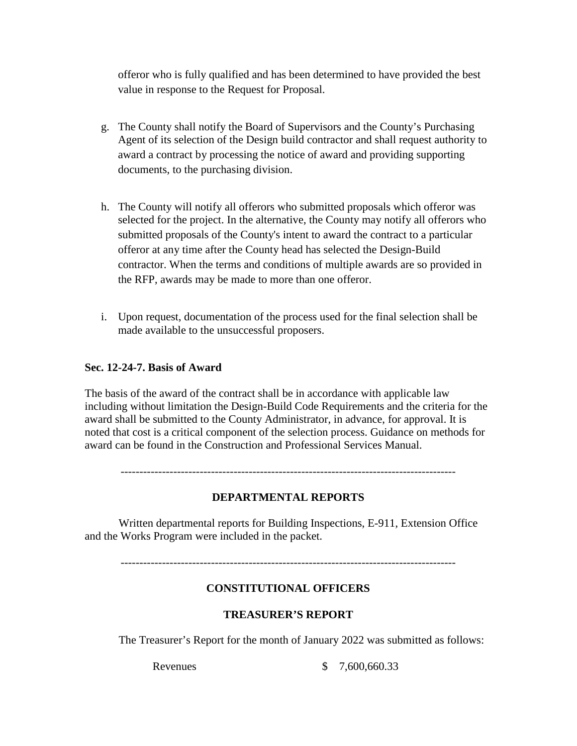offeror who is fully qualified and has been determined to have provided the best value in response to the Request for Proposal.

g. The County shall notify the Board of Supervisors and the County's Purchasing Agent of its selection of the Design build contractor and shall request authority to award a contract by processing the notice of award and providing supporting documents, to the purchasing division.

h. The County will notify all offerors who submitted proposals which offeror was selected for the project. In the alternative, the County may notify all offerors who submitted proposals of the County's intent to award the contract to a particular offeror at any time after the County head has selected the Design-Build contractor. When the terms and conditions of multiple awards are so provided in the RFP, awards may be made to more than one offeror.

i. Upon request, documentation of the process used for the final selection shall be made available to the unsuccessful proposers.

**Sec. 12-24-7. Basis of Award**

The basis of the award of the contract shall be in accordance with applicable law including without limitation the Design-Build Code Requirements and the criteria for the award shall be submitted to the County Administrator, in advance, for approval. It is noted that cost is a critical component of the selection process. Guidance on methods for award can be found in the Construction and Professional Services Manual.

---------------------------------------------------------------------------------------

**DEPARTMENTAL REPORTS**

Written departmental reports for Building Inspections, E-911, Extension Office and the Works Program were included in the packet.

---------------------------------------------------------------------------------------

**CONSTITUTIONAL OFFICERS**

**TREASURER'S REPORT**

The Treasurer's Report for the month of January 2022 was submitted as follows:

| | |
|---|---|
| Revenues | $ 7,600,660.33 |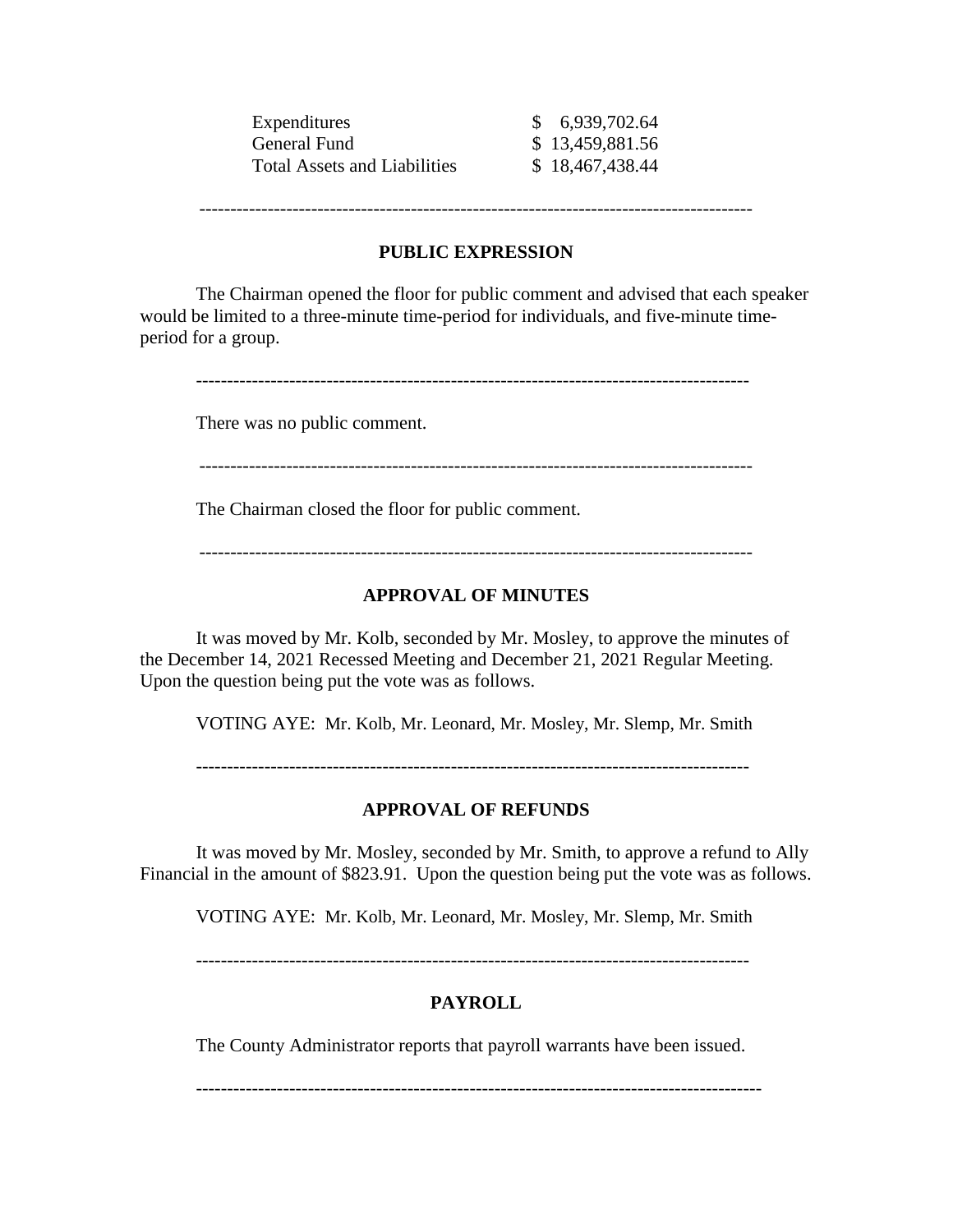| | |
|---|---|
| Expenditures | $ 6,939,702.64 |
| General Fund | $ 13,459,881.56 |
| Total Assets and Liabilities | $ 18,467,438.44 |

---

## PUBLIC EXPRESSION

The Chairman opened the floor for public comment and advised that each speaker would be limited to a three-minute time-period for individuals, and five-minute time-period for a group.

---

There was no public comment.

---

The Chairman closed the floor for public comment.

---

## APPROVAL OF MINUTES

It was moved by Mr. Kolb, seconded by Mr. Mosley, to approve the minutes of the December 14, 2021 Recessed Meeting and December 21, 2021 Regular Meeting. Upon the question being put the vote was as follows.

VOTING AYE: Mr. Kolb, Mr. Leonard, Mr. Mosley, Mr. Slemp, Mr. Smith

---

## APPROVAL OF REFUNDS

It was moved by Mr. Mosley, seconded by Mr. Smith, to approve a refund to Ally Financial in the amount of $823.91. Upon the question being put the vote was as follows.

VOTING AYE: Mr. Kolb, Mr. Leonard, Mr. Mosley, Mr. Slemp, Mr. Smith

---

## PAYROLL

The County Administrator reports that payroll warrants have been issued.

---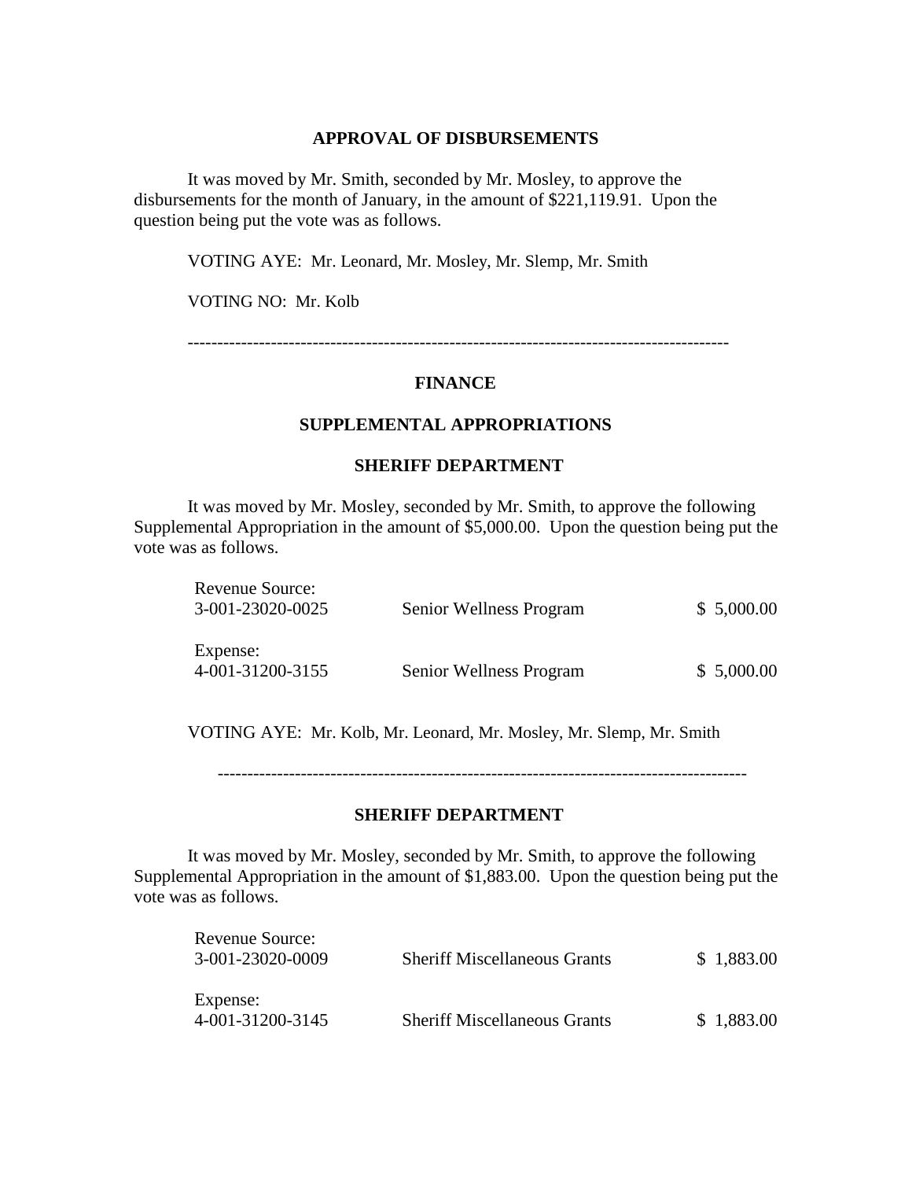**APPROVAL OF DISBURSEMENTS**

It was moved by Mr. Smith, seconded by Mr. Mosley, to approve the disbursements for the month of January, in the amount of $221,119.91. Upon the question being put the vote was as follows.

VOTING AYE: Mr. Leonard, Mr. Mosley, Mr. Slemp, Mr. Smith

VOTING NO: Mr. Kolb

---

**FINANCE**

**SUPPLEMENTAL APPROPRIATIONS**

**SHERIFF DEPARTMENT**

It was moved by Mr. Mosley, seconded by Mr. Smith, to approve the following Supplemental Appropriation in the amount of $5,000.00. Upon the question being put the vote was as follows.

| | | |
|---|---|---|
| Revenue Source:<br>3-001-23020-0025 | Senior Wellness Program | $ 5,000.00 |
| Expense:<br>4-001-31200-3155 | Senior Wellness Program | $ 5,000.00 |

VOTING AYE: Mr. Kolb, Mr. Leonard, Mr. Mosley, Mr. Slemp, Mr. Smith

---

**SHERIFF DEPARTMENT**

It was moved by Mr. Mosley, seconded by Mr. Smith, to approve the following Supplemental Appropriation in the amount of $1,883.00. Upon the question being put the vote was as follows.

| | | |
|---|---|---|
| Revenue Source:<br>3-001-23020-0009 | Sheriff Miscellaneous Grants | $ 1,883.00 |
| Expense:<br>4-001-31200-3145 | Sheriff Miscellaneous Grants | $ 1,883.00 |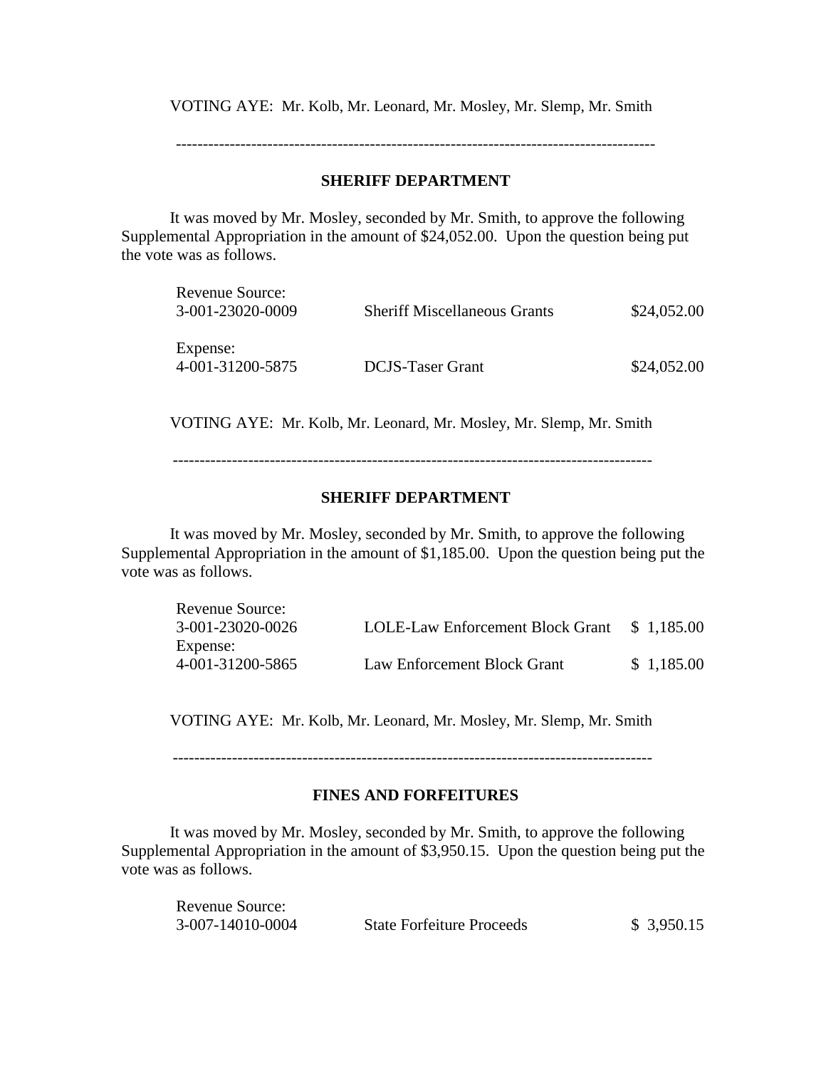VOTING AYE: Mr. Kolb, Mr. Leonard, Mr. Mosley, Mr. Slemp, Mr. Smith

---

**SHERIFF DEPARTMENT**

It was moved by Mr. Mosley, seconded by Mr. Smith, to approve the following Supplemental Appropriation in the amount of $24,052.00. Upon the question being put the vote was as follows.

| | | |
|---|---|---|
| Revenue Source: | | |
| 3-001-23020-0009 | Sheriff Miscellaneous Grants | $24,052.00 |
| Expense: | | |
| 4-001-31200-5875 | DCJS-Taser Grant | $24,052.00 |

VOTING AYE: Mr. Kolb, Mr. Leonard, Mr. Mosley, Mr. Slemp, Mr. Smith

---

**SHERIFF DEPARTMENT**

It was moved by Mr. Mosley, seconded by Mr. Smith, to approve the following Supplemental Appropriation in the amount of $1,185.00. Upon the question being put the vote was as follows.

| | | |
|---|---|---|
| Revenue Source: | | |
| 3-001-23020-0026 | LOLE-Law Enforcement Block Grant | $ 1,185.00 |
| Expense: | | |
| 4-001-31200-5865 | Law Enforcement Block Grant | $ 1,185.00 |

VOTING AYE: Mr. Kolb, Mr. Leonard, Mr. Mosley, Mr. Slemp, Mr. Smith

---

**FINES AND FORFEITURES**

It was moved by Mr. Mosley, seconded by Mr. Smith, to approve the following Supplemental Appropriation in the amount of $3,950.15. Upon the question being put the vote was as follows.

| | | |
|---|---|---|
| Revenue Source: | | |
| 3-007-14010-0004 | State Forfeiture Proceeds | $ 3,950.15 |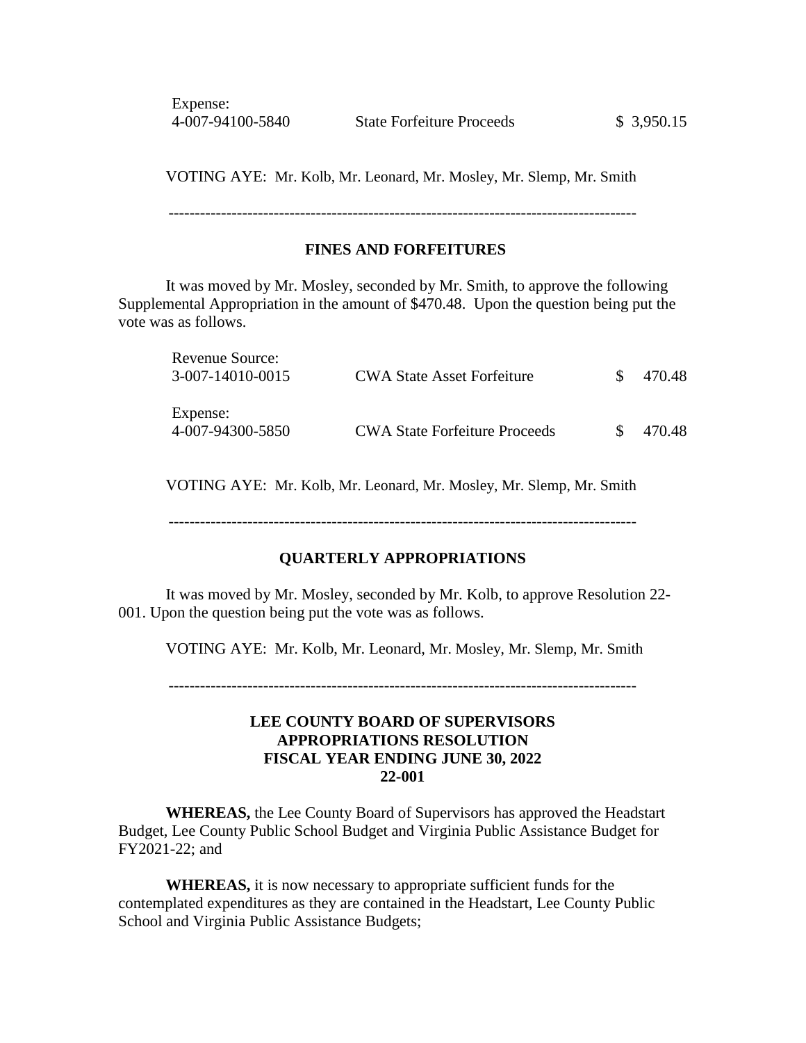Expense:

| | | |
|---|---|---|
| 4-007-94100-5840 | State Forfeiture Proceeds | $ 3,950.15 |

VOTING AYE: Mr. Kolb, Mr. Leonard, Mr. Mosley, Mr. Slemp, Mr. Smith

---

**FINES AND FORFEITURES**

It was moved by Mr. Mosley, seconded by Mr. Smith, to approve the following Supplemental Appropriation in the amount of $470.48. Upon the question being put the vote was as follows.

| | | |
|---|---|---|
| Revenue Source: | | |
| 3-007-14010-0015 | CWA State Asset Forfeiture | $ 470.48 |
| Expense: | | |
| 4-007-94300-5850 | CWA State Forfeiture Proceeds | $ 470.48 |

VOTING AYE: Mr. Kolb, Mr. Leonard, Mr. Mosley, Mr. Slemp, Mr. Smith

---

**QUARTERLY APPROPRIATIONS**

It was moved by Mr. Mosley, seconded by Mr. Kolb, to approve Resolution 22-001. Upon the question being put the vote was as follows.

VOTING AYE: Mr. Kolb, Mr. Leonard, Mr. Mosley, Mr. Slemp, Mr. Smith

---

**LEE COUNTY BOARD OF SUPERVISORS**
**APPROPRIATIONS RESOLUTION**
**FISCAL YEAR ENDING JUNE 30, 2022**
**22-001**

**WHEREAS,** the Lee County Board of Supervisors has approved the Headstart Budget, Lee County Public School Budget and Virginia Public Assistance Budget for FY2021-22; and

**WHEREAS,** it is now necessary to appropriate sufficient funds for the contemplated expenditures as they are contained in the Headstart, Lee County Public School and Virginia Public Assistance Budgets;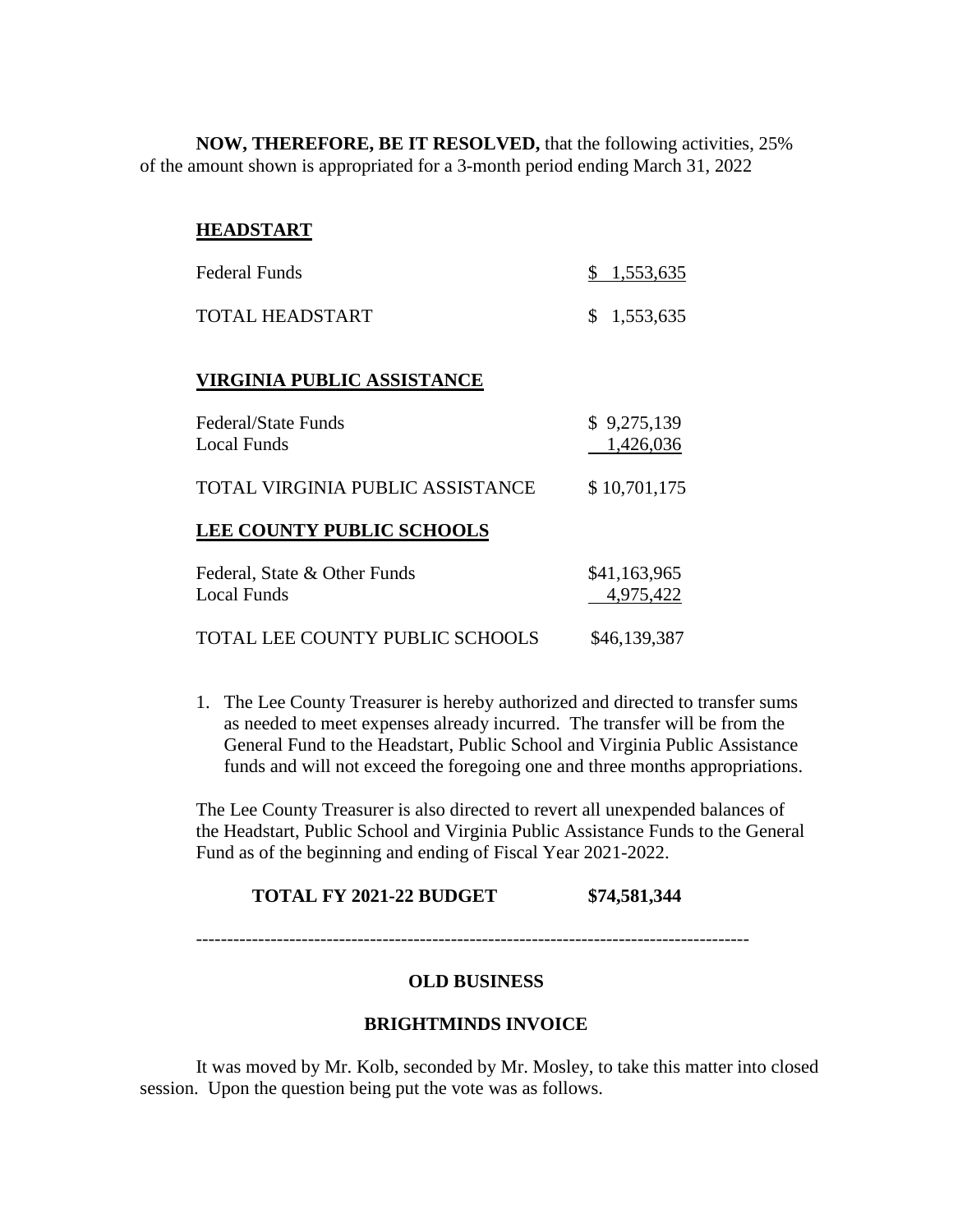**NOW, THEREFORE, BE IT RESOLVED,** that the following activities, 25% of the amount shown is appropriated for a 3-month period ending March 31, 2022

**HEADSTART**

| | |
|---|---|
| Federal Funds | $ 1,553,635 |
| TOTAL HEADSTART | $ 1,553,635 |

**VIRGINIA PUBLIC ASSISTANCE**

| | |
|---|---|
| Federal/State Funds | $ 9,275,139 |
| Local Funds | 1,426,036 |
| TOTAL VIRGINIA PUBLIC ASSISTANCE | $ 10,701,175 |

**LEE COUNTY PUBLIC SCHOOLS**

| | |
|---|---|
| Federal, State & Other Funds | $41,163,965 |
| Local Funds | 4,975,422 |
| TOTAL LEE COUNTY PUBLIC SCHOOLS | $46,139,387 |

1. The Lee County Treasurer is hereby authorized and directed to transfer sums as needed to meet expenses already incurred. The transfer will be from the General Fund to the Headstart, Public School and Virginia Public Assistance funds and will not exceed the foregoing one and three months appropriations.

The Lee County Treasurer is also directed to revert all unexpended balances of the Headstart, Public School and Virginia Public Assistance Funds to the General Fund as of the beginning and ending of Fiscal Year 2021-2022.

**TOTAL FY 2021-22 BUDGET $74,581,344**

---

**OLD BUSINESS**

**BRIGHTMINDS INVOICE**

It was moved by Mr. Kolb, seconded by Mr. Mosley, to take this matter into closed session. Upon the question being put the vote was as follows.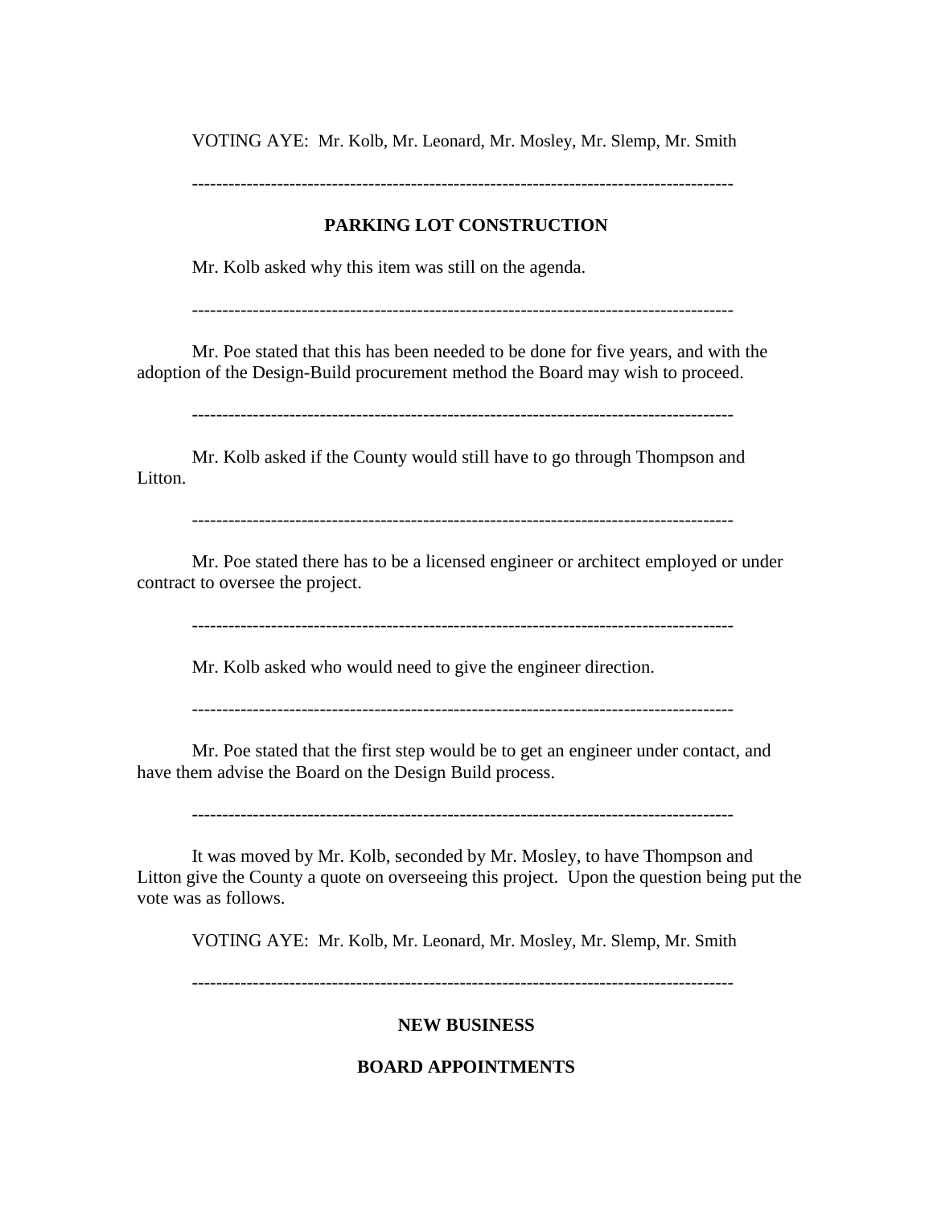VOTING AYE: Mr. Kolb, Mr. Leonard, Mr. Mosley, Mr. Slemp, Mr. Smith

---

## PARKING LOT CONSTRUCTION

Mr. Kolb asked why this item was still on the agenda.

---

Mr. Poe stated that this has been needed to be done for five years, and with the adoption of the Design-Build procurement method the Board may wish to proceed.

---

Mr. Kolb asked if the County would still have to go through Thompson and Litton.

---

Mr. Poe stated there has to be a licensed engineer or architect employed or under contract to oversee the project.

---

Mr. Kolb asked who would need to give the engineer direction.

---

Mr. Poe stated that the first step would be to get an engineer under contact, and have them advise the Board on the Design Build process.

---

It was moved by Mr. Kolb, seconded by Mr. Mosley, to have Thompson and Litton give the County a quote on overseeing this project. Upon the question being put the vote was as follows.

VOTING AYE: Mr. Kolb, Mr. Leonard, Mr. Mosley, Mr. Slemp, Mr. Smith

---

## NEW BUSINESS

## BOARD APPOINTMENTS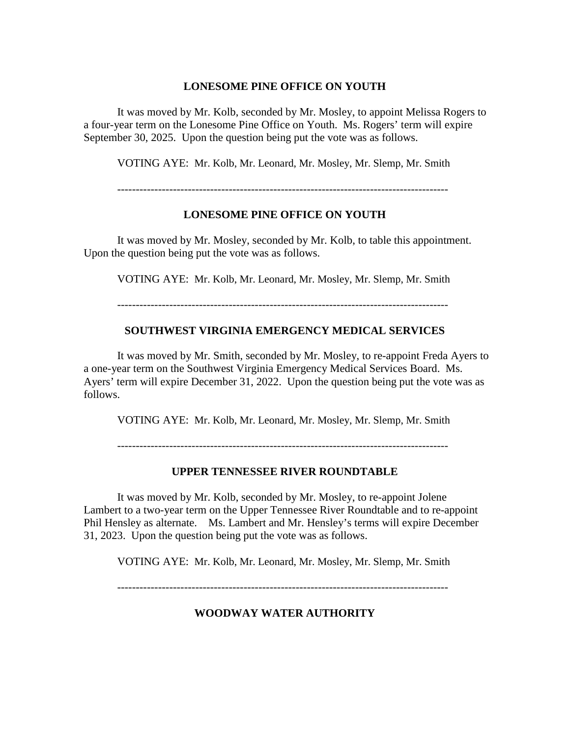### LONESOME PINE OFFICE ON YOUTH

It was moved by Mr. Kolb, seconded by Mr. Mosley, to appoint Melissa Rogers to a four-year term on the Lonesome Pine Office on Youth. Ms. Rogers' term will expire September 30, 2025. Upon the question being put the vote was as follows.

VOTING AYE: Mr. Kolb, Mr. Leonard, Mr. Mosley, Mr. Slemp, Mr. Smith

---

### LONESOME PINE OFFICE ON YOUTH

It was moved by Mr. Mosley, seconded by Mr. Kolb, to table this appointment. Upon the question being put the vote was as follows.

VOTING AYE: Mr. Kolb, Mr. Leonard, Mr. Mosley, Mr. Slemp, Mr. Smith

---

### SOUTHWEST VIRGINIA EMERGENCY MEDICAL SERVICES

It was moved by Mr. Smith, seconded by Mr. Mosley, to re-appoint Freda Ayers to a one-year term on the Southwest Virginia Emergency Medical Services Board. Ms. Ayers' term will expire December 31, 2022. Upon the question being put the vote was as follows.

VOTING AYE: Mr. Kolb, Mr. Leonard, Mr. Mosley, Mr. Slemp, Mr. Smith

---

### UPPER TENNESSEE RIVER ROUNDTABLE

It was moved by Mr. Kolb, seconded by Mr. Mosley, to re-appoint Jolene Lambert to a two-year term on the Upper Tennessee River Roundtable and to re-appoint Phil Hensley as alternate. Ms. Lambert and Mr. Hensley's terms will expire December 31, 2023. Upon the question being put the vote was as follows.

VOTING AYE: Mr. Kolb, Mr. Leonard, Mr. Mosley, Mr. Slemp, Mr. Smith

---

### WOODWAY WATER AUTHORITY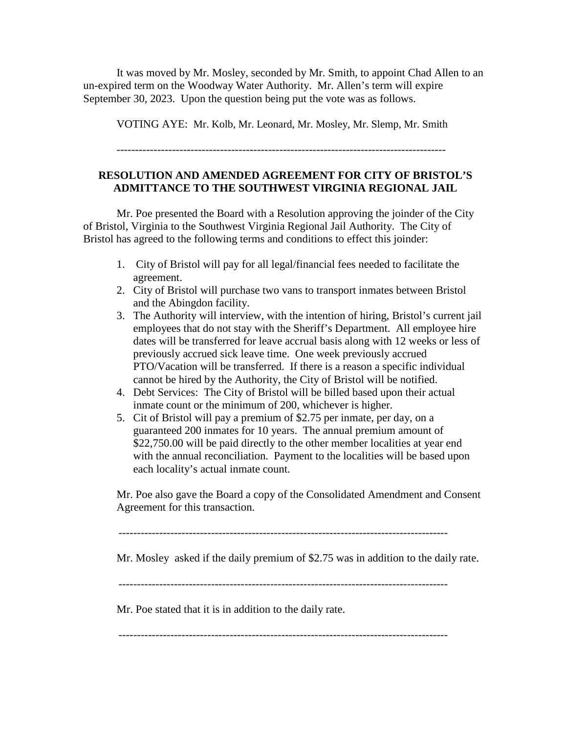It was moved by Mr. Mosley, seconded by Mr. Smith, to appoint Chad Allen to an un-expired term on the Woodway Water Authority. Mr. Allen's term will expire September 30, 2023. Upon the question being put the vote was as follows.

VOTING AYE: Mr. Kolb, Mr. Leonard, Mr. Mosley, Mr. Slemp, Mr. Smith

------------------------------------------------------------------------------------------

**RESOLUTION AND AMENDED AGREEMENT FOR CITY OF BRISTOL'S ADMITTANCE TO THE SOUTHWEST VIRGINIA REGIONAL JAIL**

Mr. Poe presented the Board with a Resolution approving the joinder of the City of Bristol, Virginia to the Southwest Virginia Regional Jail Authority. The City of Bristol has agreed to the following terms and conditions to effect this joinder:

1. City of Bristol will pay for all legal/financial fees needed to facilitate the agreement.
2. City of Bristol will purchase two vans to transport inmates between Bristol and the Abingdon facility.
3. The Authority will interview, with the intention of hiring, Bristol's current jail employees that do not stay with the Sheriff's Department. All employee hire dates will be transferred for leave accrual basis along with 12 weeks or less of previously accrued sick leave time. One week previously accrued PTO/Vacation will be transferred. If there is a reason a specific individual cannot be hired by the Authority, the City of Bristol will be notified.
4. Debt Services: The City of Bristol will be billed based upon their actual inmate count or the minimum of 200, whichever is higher.
5. Cit of Bristol will pay a premium of $2.75 per inmate, per day, on a guaranteed 200 inmates for 10 years. The annual premium amount of $22,750.00 will be paid directly to the other member localities at year end with the annual reconciliation. Payment to the localities will be based upon each locality's actual inmate count.

Mr. Poe also gave the Board a copy of the Consolidated Amendment and Consent Agreement for this transaction.

------------------------------------------------------------------------------------------

Mr. Mosley asked if the daily premium of $2.75 was in addition to the daily rate.

------------------------------------------------------------------------------------------

Mr. Poe stated that it is in addition to the daily rate.

------------------------------------------------------------------------------------------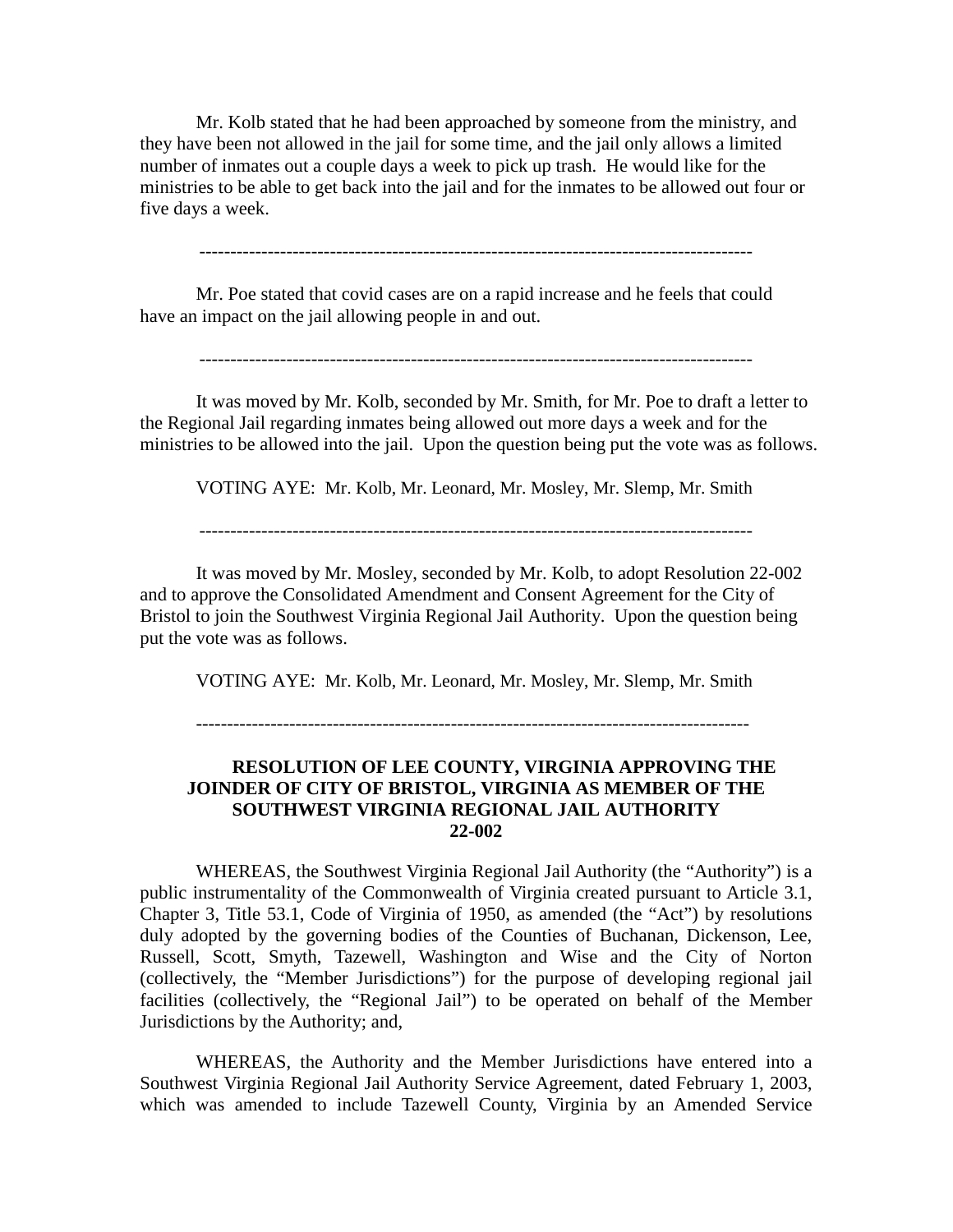Mr. Kolb stated that he had been approached by someone from the ministry, and they have been not allowed in the jail for some time, and the jail only allows a limited number of inmates out a couple days a week to pick up trash. He would like for the ministries to be able to get back into the jail and for the inmates to be allowed out four or five days a week.

---

Mr. Poe stated that covid cases are on a rapid increase and he feels that could have an impact on the jail allowing people in and out.

---

It was moved by Mr. Kolb, seconded by Mr. Smith, for Mr. Poe to draft a letter to the Regional Jail regarding inmates being allowed out more days a week and for the ministries to be allowed into the jail. Upon the question being put the vote was as follows.

VOTING AYE: Mr. Kolb, Mr. Leonard, Mr. Mosley, Mr. Slemp, Mr. Smith

---

It was moved by Mr. Mosley, seconded by Mr. Kolb, to adopt Resolution 22-002 and to approve the Consolidated Amendment and Consent Agreement for the City of Bristol to join the Southwest Virginia Regional Jail Authority. Upon the question being put the vote was as follows.

VOTING AYE: Mr. Kolb, Mr. Leonard, Mr. Mosley, Mr. Slemp, Mr. Smith

---

**RESOLUTION OF LEE COUNTY, VIRGINIA APPROVING THE JOINDER OF CITY OF BRISTOL, VIRGINIA AS MEMBER OF THE SOUTHWEST VIRGINIA REGIONAL JAIL AUTHORITY**
**22-002**

WHEREAS, the Southwest Virginia Regional Jail Authority (the "Authority") is a public instrumentality of the Commonwealth of Virginia created pursuant to Article 3.1, Chapter 3, Title 53.1, Code of Virginia of 1950, as amended (the "Act") by resolutions duly adopted by the governing bodies of the Counties of Buchanan, Dickenson, Lee, Russell, Scott, Smyth, Tazewell, Washington and Wise and the City of Norton (collectively, the "Member Jurisdictions") for the purpose of developing regional jail facilities (collectively, the "Regional Jail") to be operated on behalf of the Member Jurisdictions by the Authority; and,

WHEREAS, the Authority and the Member Jurisdictions have entered into a Southwest Virginia Regional Jail Authority Service Agreement, dated February 1, 2003, which was amended to include Tazewell County, Virginia by an Amended Service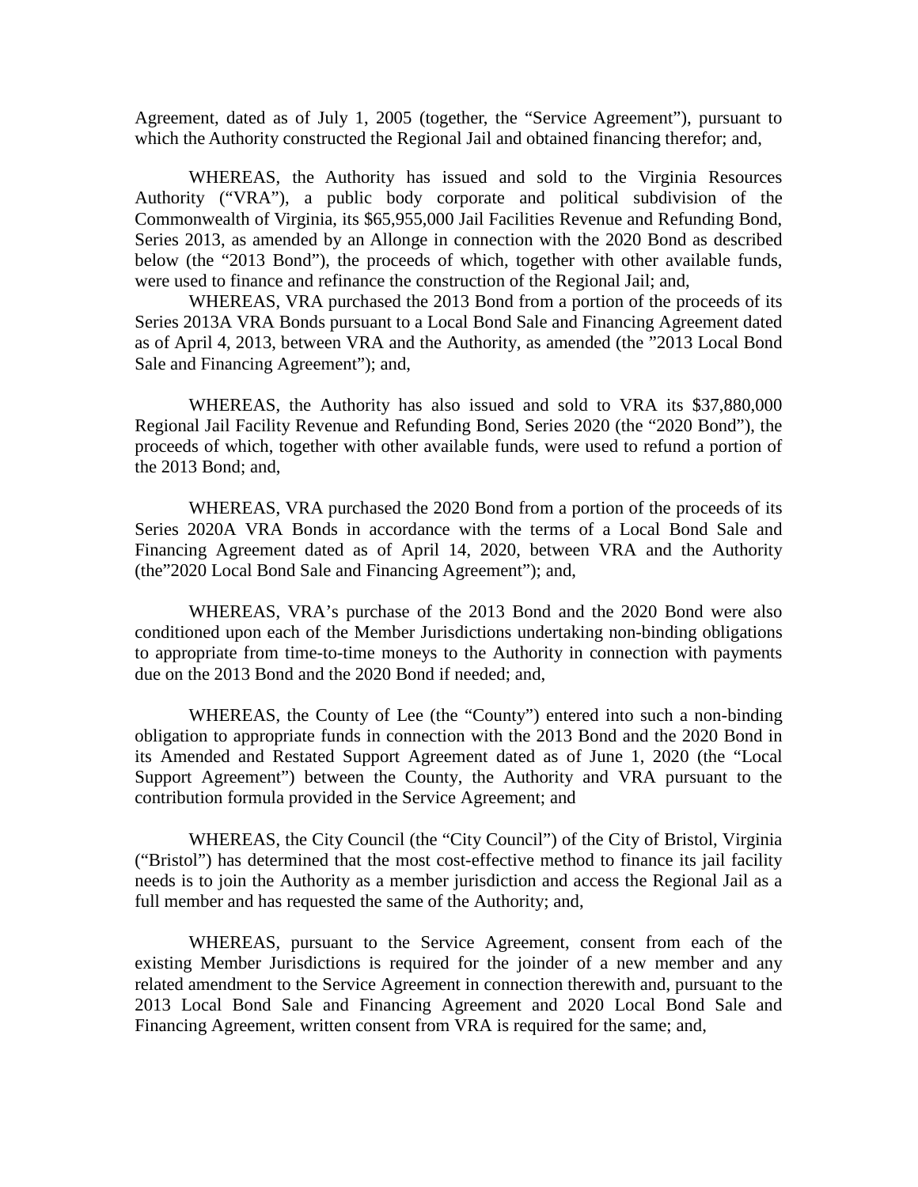Agreement, dated as of July 1, 2005 (together, the "Service Agreement"), pursuant to which the Authority constructed the Regional Jail and obtained financing therefor; and,

WHEREAS, the Authority has issued and sold to the Virginia Resources Authority ("VRA"), a public body corporate and political subdivision of the Commonwealth of Virginia, its $65,955,000 Jail Facilities Revenue and Refunding Bond, Series 2013, as amended by an Allonge in connection with the 2020 Bond as described below (the "2013 Bond"), the proceeds of which, together with other available funds, were used to finance and refinance the construction of the Regional Jail; and,

WHEREAS, VRA purchased the 2013 Bond from a portion of the proceeds of its Series 2013A VRA Bonds pursuant to a Local Bond Sale and Financing Agreement dated as of April 4, 2013, between VRA and the Authority, as amended (the "2013 Local Bond Sale and Financing Agreement"); and,

WHEREAS, the Authority has also issued and sold to VRA its $37,880,000 Regional Jail Facility Revenue and Refunding Bond, Series 2020 (the "2020 Bond"), the proceeds of which, together with other available funds, were used to refund a portion of the 2013 Bond; and,

WHEREAS, VRA purchased the 2020 Bond from a portion of the proceeds of its Series 2020A VRA Bonds in accordance with the terms of a Local Bond Sale and Financing Agreement dated as of April 14, 2020, between VRA and the Authority (the"2020 Local Bond Sale and Financing Agreement"); and,

WHEREAS, VRA's purchase of the 2013 Bond and the 2020 Bond were also conditioned upon each of the Member Jurisdictions undertaking non-binding obligations to appropriate from time-to-time moneys to the Authority in connection with payments due on the 2013 Bond and the 2020 Bond if needed; and,

WHEREAS, the County of Lee (the "County") entered into such a non-binding obligation to appropriate funds in connection with the 2013 Bond and the 2020 Bond in its Amended and Restated Support Agreement dated as of June 1, 2020 (the "Local Support Agreement") between the County, the Authority and VRA pursuant to the contribution formula provided in the Service Agreement; and

WHEREAS, the City Council (the "City Council") of the City of Bristol, Virginia ("Bristol") has determined that the most cost-effective method to finance its jail facility needs is to join the Authority as a member jurisdiction and access the Regional Jail as a full member and has requested the same of the Authority; and,

WHEREAS, pursuant to the Service Agreement, consent from each of the existing Member Jurisdictions is required for the joinder of a new member and any related amendment to the Service Agreement in connection therewith and, pursuant to the 2013 Local Bond Sale and Financing Agreement and 2020 Local Bond Sale and Financing Agreement, written consent from VRA is required for the same; and,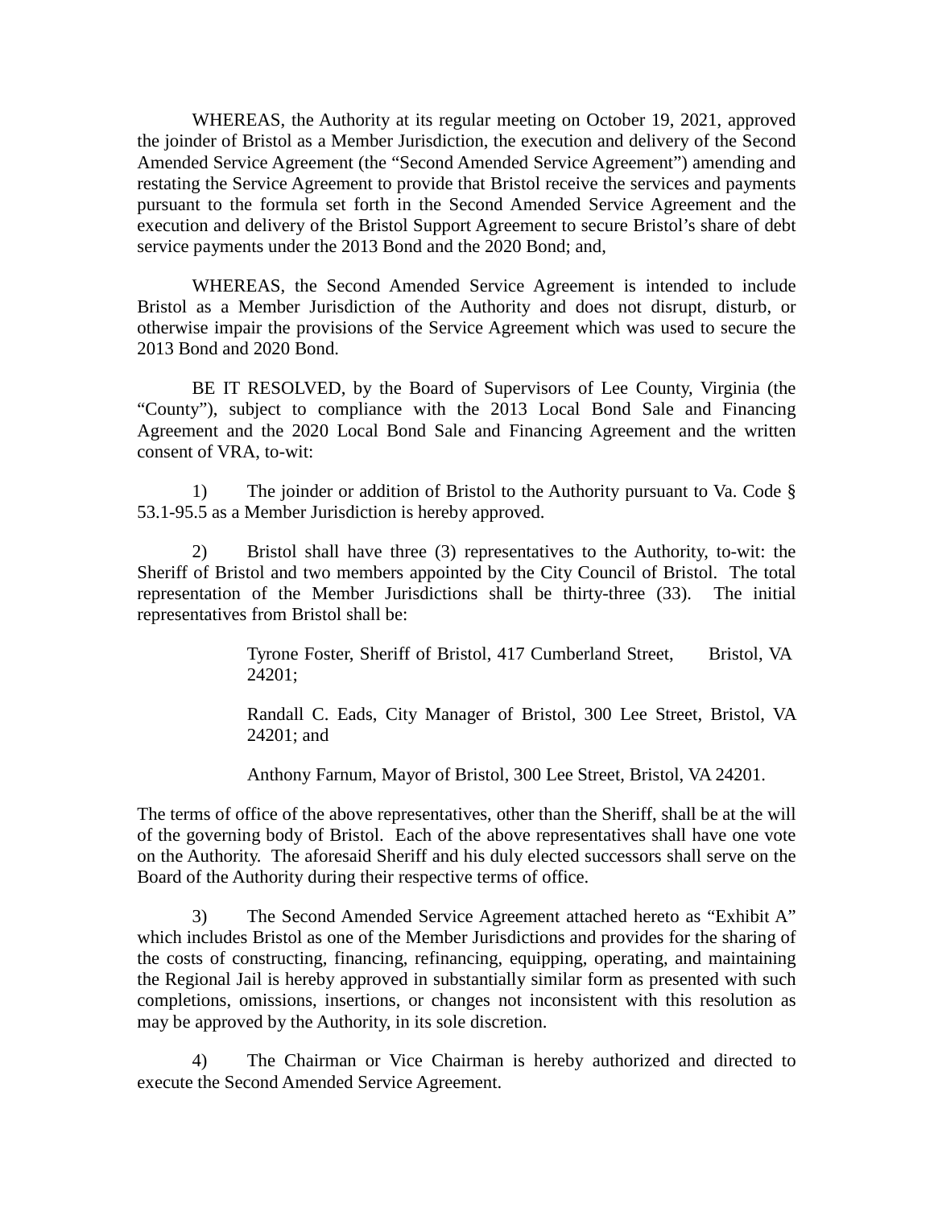WHEREAS, the Authority at its regular meeting on October 19, 2021, approved the joinder of Bristol as a Member Jurisdiction, the execution and delivery of the Second Amended Service Agreement (the "Second Amended Service Agreement") amending and restating the Service Agreement to provide that Bristol receive the services and payments pursuant to the formula set forth in the Second Amended Service Agreement and the execution and delivery of the Bristol Support Agreement to secure Bristol's share of debt service payments under the 2013 Bond and the 2020 Bond; and,

WHEREAS, the Second Amended Service Agreement is intended to include Bristol as a Member Jurisdiction of the Authority and does not disrupt, disturb, or otherwise impair the provisions of the Service Agreement which was used to secure the 2013 Bond and 2020 Bond.

BE IT RESOLVED, by the Board of Supervisors of Lee County, Virginia (the "County"), subject to compliance with the 2013 Local Bond Sale and Financing Agreement and the 2020 Local Bond Sale and Financing Agreement and the written consent of VRA, to-wit:

1) The joinder or addition of Bristol to the Authority pursuant to Va. Code § 53.1-95.5 as a Member Jurisdiction is hereby approved.

2) Bristol shall have three (3) representatives to the Authority, to-wit: the Sheriff of Bristol and two members appointed by the City Council of Bristol. The total representation of the Member Jurisdictions shall be thirty-three (33). The initial representatives from Bristol shall be:

> Tyrone Foster, Sheriff of Bristol, 417 Cumberland Street, Bristol, VA 24201;
>
> Randall C. Eads, City Manager of Bristol, 300 Lee Street, Bristol, VA 24201; and
>
> Anthony Farnum, Mayor of Bristol, 300 Lee Street, Bristol, VA 24201.

The terms of office of the above representatives, other than the Sheriff, shall be at the will of the governing body of Bristol. Each of the above representatives shall have one vote on the Authority. The aforesaid Sheriff and his duly elected successors shall serve on the Board of the Authority during their respective terms of office.

3) The Second Amended Service Agreement attached hereto as "Exhibit A" which includes Bristol as one of the Member Jurisdictions and provides for the sharing of the costs of constructing, financing, refinancing, equipping, operating, and maintaining the Regional Jail is hereby approved in substantially similar form as presented with such completions, omissions, insertions, or changes not inconsistent with this resolution as may be approved by the Authority, in its sole discretion.

4) The Chairman or Vice Chairman is hereby authorized and directed to execute the Second Amended Service Agreement.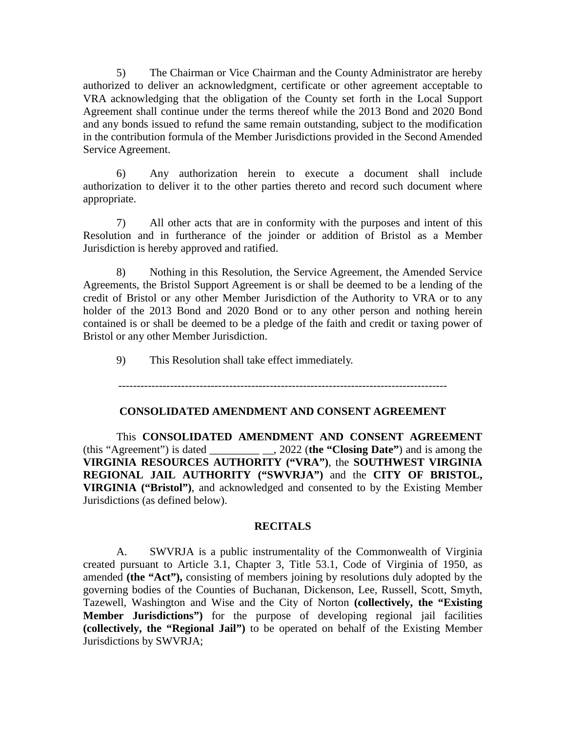5) The Chairman or Vice Chairman and the County Administrator are hereby authorized to deliver an acknowledgment, certificate or other agreement acceptable to VRA acknowledging that the obligation of the County set forth in the Local Support Agreement shall continue under the terms thereof while the 2013 Bond and 2020 Bond and any bonds issued to refund the same remain outstanding, subject to the modification in the contribution formula of the Member Jurisdictions provided in the Second Amended Service Agreement.

6) Any authorization herein to execute a document shall include authorization to deliver it to the other parties thereto and record such document where appropriate.

7) All other acts that are in conformity with the purposes and intent of this Resolution and in furtherance of the joinder or addition of Bristol as a Member Jurisdiction is hereby approved and ratified.

8) Nothing in this Resolution, the Service Agreement, the Amended Service Agreements, the Bristol Support Agreement is or shall be deemed to be a lending of the credit of Bristol or any other Member Jurisdiction of the Authority to VRA or to any holder of the 2013 Bond and 2020 Bond or to any other person and nothing herein contained is or shall be deemed to be a pledge of the faith and credit or taxing power of Bristol or any other Member Jurisdiction.

9) This Resolution shall take effect immediately.

------------------------------------------------------------------------------------------

**CONSOLIDATED AMENDMENT AND CONSENT AGREEMENT**

This **CONSOLIDATED AMENDMENT AND CONSENT AGREEMENT** (this "Agreement") is dated _________ __, 2022 (**the "Closing Date"**) and is among the **VIRGINIA RESOURCES AUTHORITY ("VRA")**, the **SOUTHWEST VIRGINIA REGIONAL JAIL AUTHORITY ("SWVRJA")** and the **CITY OF BRISTOL, VIRGINIA ("Bristol")**, and acknowledged and consented to by the Existing Member Jurisdictions (as defined below).

**RECITALS**

A. SWVRJA is a public instrumentality of the Commonwealth of Virginia created pursuant to Article 3.1, Chapter 3, Title 53.1, Code of Virginia of 1950, as amended **(the "Act"),** consisting of members joining by resolutions duly adopted by the governing bodies of the Counties of Buchanan, Dickenson, Lee, Russell, Scott, Smyth, Tazewell, Washington and Wise and the City of Norton **(collectively, the "Existing Member Jurisdictions")** for the purpose of developing regional jail facilities **(collectively, the "Regional Jail")** to be operated on behalf of the Existing Member Jurisdictions by SWVRJA;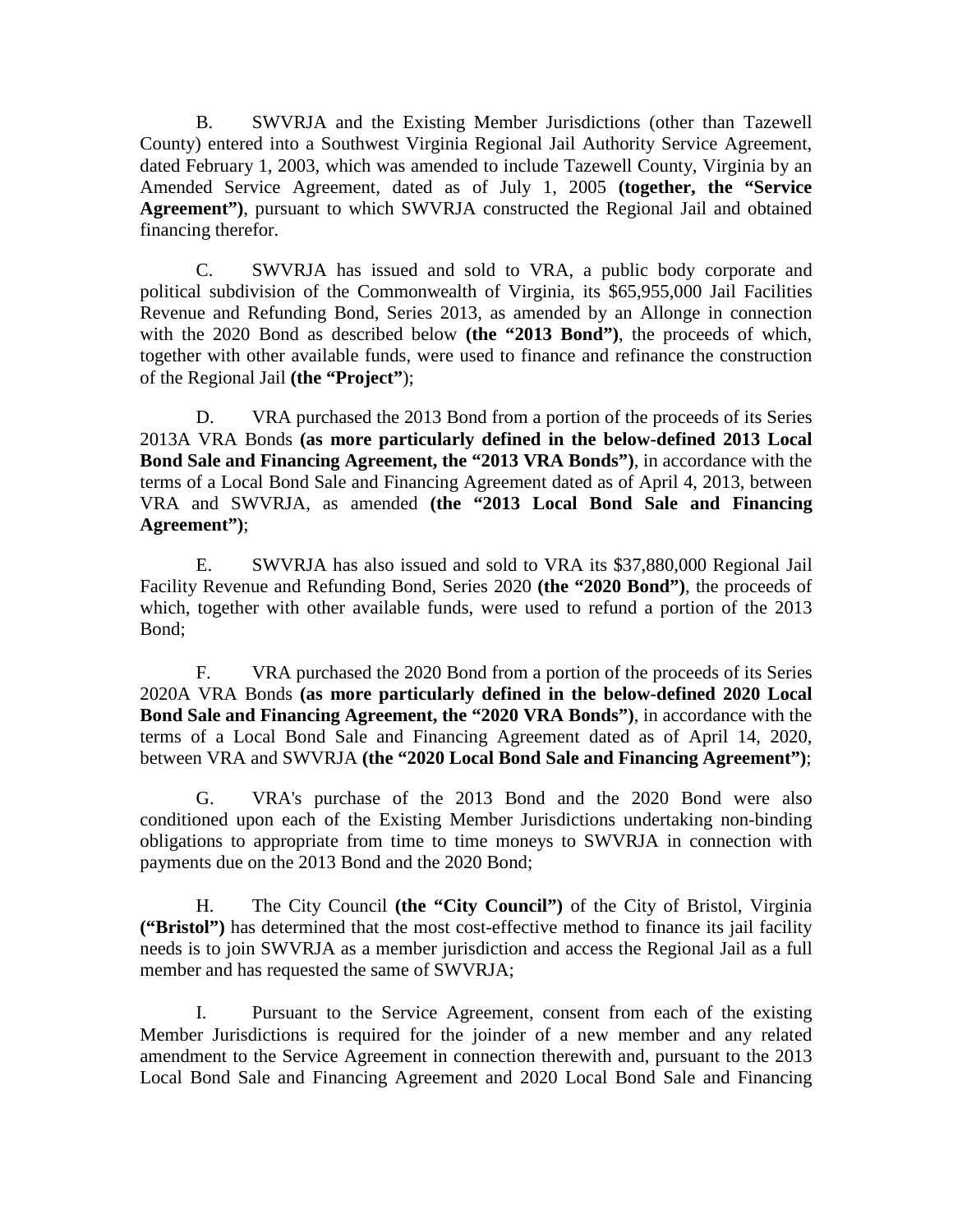B. SWVRJA and the Existing Member Jurisdictions (other than Tazewell County) entered into a Southwest Virginia Regional Jail Authority Service Agreement, dated February 1, 2003, which was amended to include Tazewell County, Virginia by an Amended Service Agreement, dated as of July 1, 2005 **(together, the "Service Agreement")**, pursuant to which SWVRJA constructed the Regional Jail and obtained financing therefor.

C. SWVRJA has issued and sold to VRA, a public body corporate and political subdivision of the Commonwealth of Virginia, its $65,955,000 Jail Facilities Revenue and Refunding Bond, Series 2013, as amended by an Allonge in connection with the 2020 Bond as described below **(the "2013 Bond")**, the proceeds of which, together with other available funds, were used to finance and refinance the construction of the Regional Jail **(the "Project"**);

D. VRA purchased the 2013 Bond from a portion of the proceeds of its Series 2013A VRA Bonds **(as more particularly defined in the below-defined 2013 Local Bond Sale and Financing Agreement, the "2013 VRA Bonds")**, in accordance with the terms of a Local Bond Sale and Financing Agreement dated as of April 4, 2013, between VRA and SWVRJA, as amended **(the "2013 Local Bond Sale and Financing Agreement")**;

E. SWVRJA has also issued and sold to VRA its $37,880,000 Regional Jail Facility Revenue and Refunding Bond, Series 2020 **(the "2020 Bond")**, the proceeds of which, together with other available funds, were used to refund a portion of the 2013 Bond;

F. VRA purchased the 2020 Bond from a portion of the proceeds of its Series 2020A VRA Bonds **(as more particularly defined in the below-defined 2020 Local Bond Sale and Financing Agreement, the "2020 VRA Bonds")**, in accordance with the terms of a Local Bond Sale and Financing Agreement dated as of April 14, 2020, between VRA and SWVRJA **(the "2020 Local Bond Sale and Financing Agreement")**;

G. VRA's purchase of the 2013 Bond and the 2020 Bond were also conditioned upon each of the Existing Member Jurisdictions undertaking non-binding obligations to appropriate from time to time moneys to SWVRJA in connection with payments due on the 2013 Bond and the 2020 Bond;

H. The City Council **(the "City Council")** of the City of Bristol, Virginia **("Bristol")** has determined that the most cost-effective method to finance its jail facility needs is to join SWVRJA as a member jurisdiction and access the Regional Jail as a full member and has requested the same of SWVRJA;

I. Pursuant to the Service Agreement, consent from each of the existing Member Jurisdictions is required for the joinder of a new member and any related amendment to the Service Agreement in connection therewith and, pursuant to the 2013 Local Bond Sale and Financing Agreement and 2020 Local Bond Sale and Financing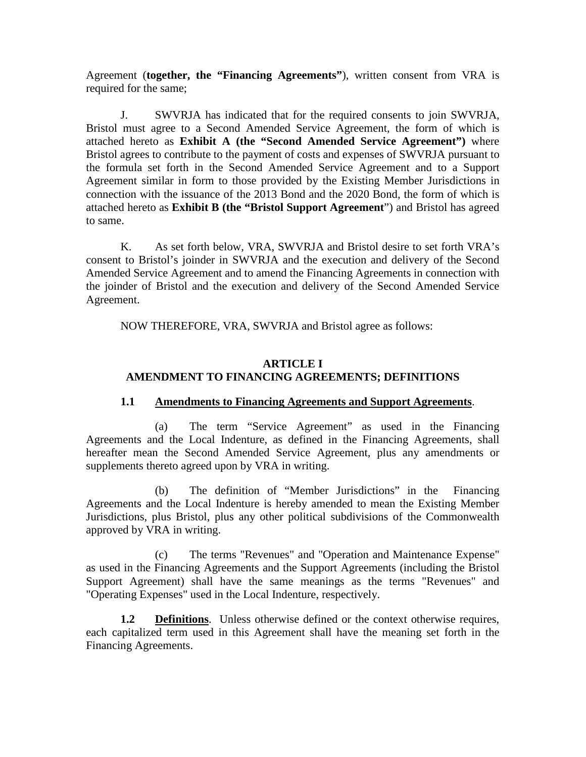Agreement (**together, the "Financing Agreements"**), written consent from VRA is required for the same;

J. SWVRJA has indicated that for the required consents to join SWVRJA, Bristol must agree to a Second Amended Service Agreement, the form of which is attached hereto as **Exhibit A (the "Second Amended Service Agreement")** where Bristol agrees to contribute to the payment of costs and expenses of SWVRJA pursuant to the formula set forth in the Second Amended Service Agreement and to a Support Agreement similar in form to those provided by the Existing Member Jurisdictions in connection with the issuance of the 2013 Bond and the 2020 Bond, the form of which is attached hereto as **Exhibit B (the "Bristol Support Agreement**") and Bristol has agreed to same.

K. As set forth below, VRA, SWVRJA and Bristol desire to set forth VRA's consent to Bristol's joinder in SWVRJA and the execution and delivery of the Second Amended Service Agreement and to amend the Financing Agreements in connection with the joinder of Bristol and the execution and delivery of the Second Amended Service Agreement.

NOW THEREFORE, VRA, SWVRJA and Bristol agree as follows:

## ARTICLE I
## AMENDMENT TO FINANCING AGREEMENTS; DEFINITIONS

**1.1 Amendments to Financing Agreements and Support Agreements**.

(a) The term "Service Agreement" as used in the Financing Agreements and the Local Indenture, as defined in the Financing Agreements, shall hereafter mean the Second Amended Service Agreement, plus any amendments or supplements thereto agreed upon by VRA in writing.

(b) The definition of "Member Jurisdictions" in the Financing Agreements and the Local Indenture is hereby amended to mean the Existing Member Jurisdictions, plus Bristol, plus any other political subdivisions of the Commonwealth approved by VRA in writing.

(c) The terms "Revenues" and "Operation and Maintenance Expense" as used in the Financing Agreements and the Support Agreements (including the Bristol Support Agreement) shall have the same meanings as the terms "Revenues" and "Operating Expenses" used in the Local Indenture, respectively.

**1.2 Definitions**. Unless otherwise defined or the context otherwise requires, each capitalized term used in this Agreement shall have the meaning set forth in the Financing Agreements.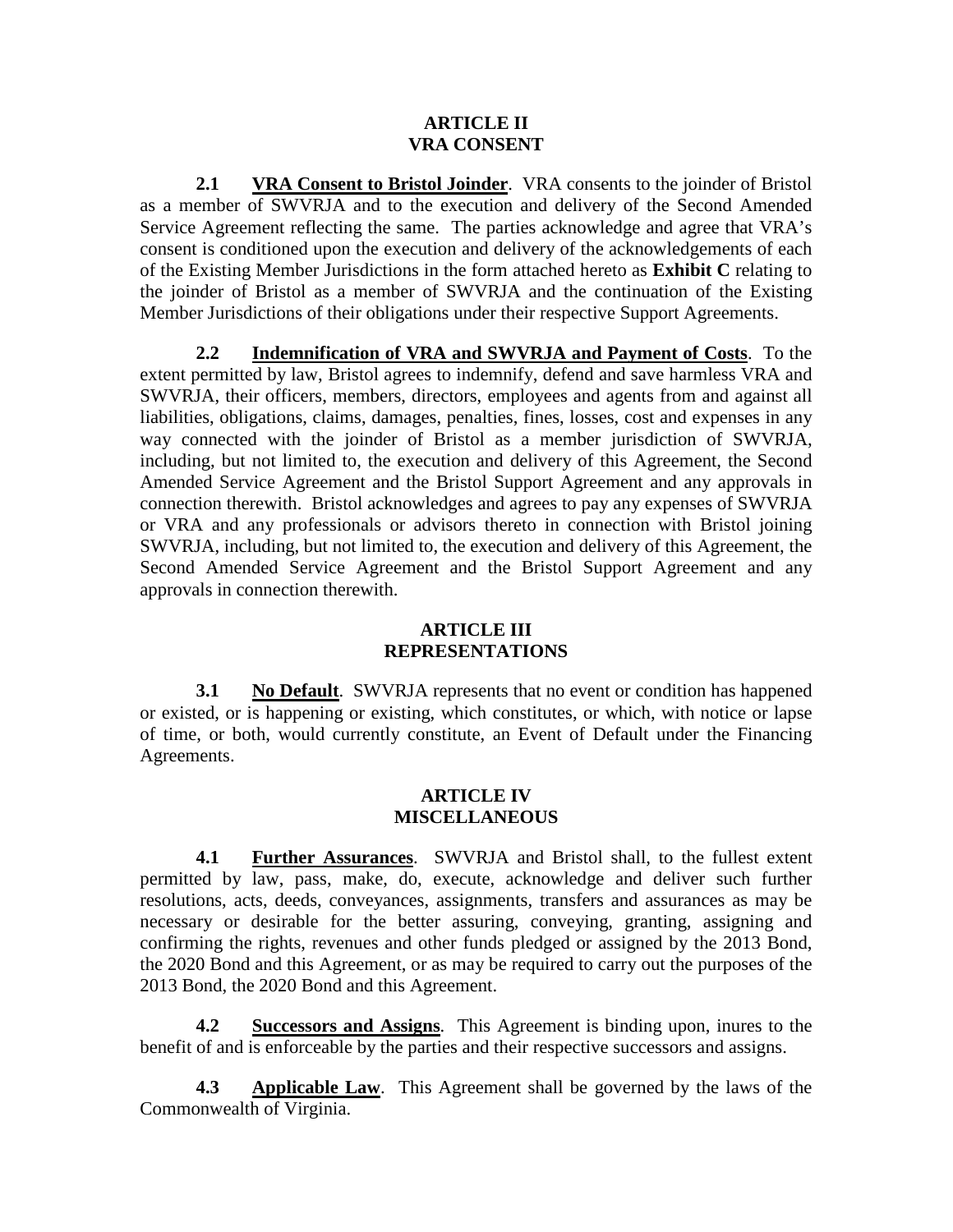## ARTICLE II
## VRA CONSENT

**2.1** **VRA Consent to Bristol Joinder**. VRA consents to the joinder of Bristol as a member of SWVRJA and to the execution and delivery of the Second Amended Service Agreement reflecting the same. The parties acknowledge and agree that VRA's consent is conditioned upon the execution and delivery of the acknowledgements of each of the Existing Member Jurisdictions in the form attached hereto as **Exhibit C** relating to the joinder of Bristol as a member of SWVRJA and the continuation of the Existing Member Jurisdictions of their obligations under their respective Support Agreements.

**2.2** **Indemnification of VRA and SWVRJA and Payment of Costs**. To the extent permitted by law, Bristol agrees to indemnify, defend and save harmless VRA and SWVRJA, their officers, members, directors, employees and agents from and against all liabilities, obligations, claims, damages, penalties, fines, losses, cost and expenses in any way connected with the joinder of Bristol as a member jurisdiction of SWVRJA, including, but not limited to, the execution and delivery of this Agreement, the Second Amended Service Agreement and the Bristol Support Agreement and any approvals in connection therewith. Bristol acknowledges and agrees to pay any expenses of SWVRJA or VRA and any professionals or advisors thereto in connection with Bristol joining SWVRJA, including, but not limited to, the execution and delivery of this Agreement, the Second Amended Service Agreement and the Bristol Support Agreement and any approvals in connection therewith.

## ARTICLE III
## REPRESENTATIONS

**3.1** **No Default**. SWVRJA represents that no event or condition has happened or existed, or is happening or existing, which constitutes, or which, with notice or lapse of time, or both, would currently constitute, an Event of Default under the Financing Agreements.

## ARTICLE IV
## MISCELLANEOUS

**4.1** **Further Assurances**. SWVRJA and Bristol shall, to the fullest extent permitted by law, pass, make, do, execute, acknowledge and deliver such further resolutions, acts, deeds, conveyances, assignments, transfers and assurances as may be necessary or desirable for the better assuring, conveying, granting, assigning and confirming the rights, revenues and other funds pledged or assigned by the 2013 Bond, the 2020 Bond and this Agreement, or as may be required to carry out the purposes of the 2013 Bond, the 2020 Bond and this Agreement.

**4.2** **Successors and Assigns**. This Agreement is binding upon, inures to the benefit of and is enforceable by the parties and their respective successors and assigns.

**4.3** **Applicable Law**. This Agreement shall be governed by the laws of the Commonwealth of Virginia.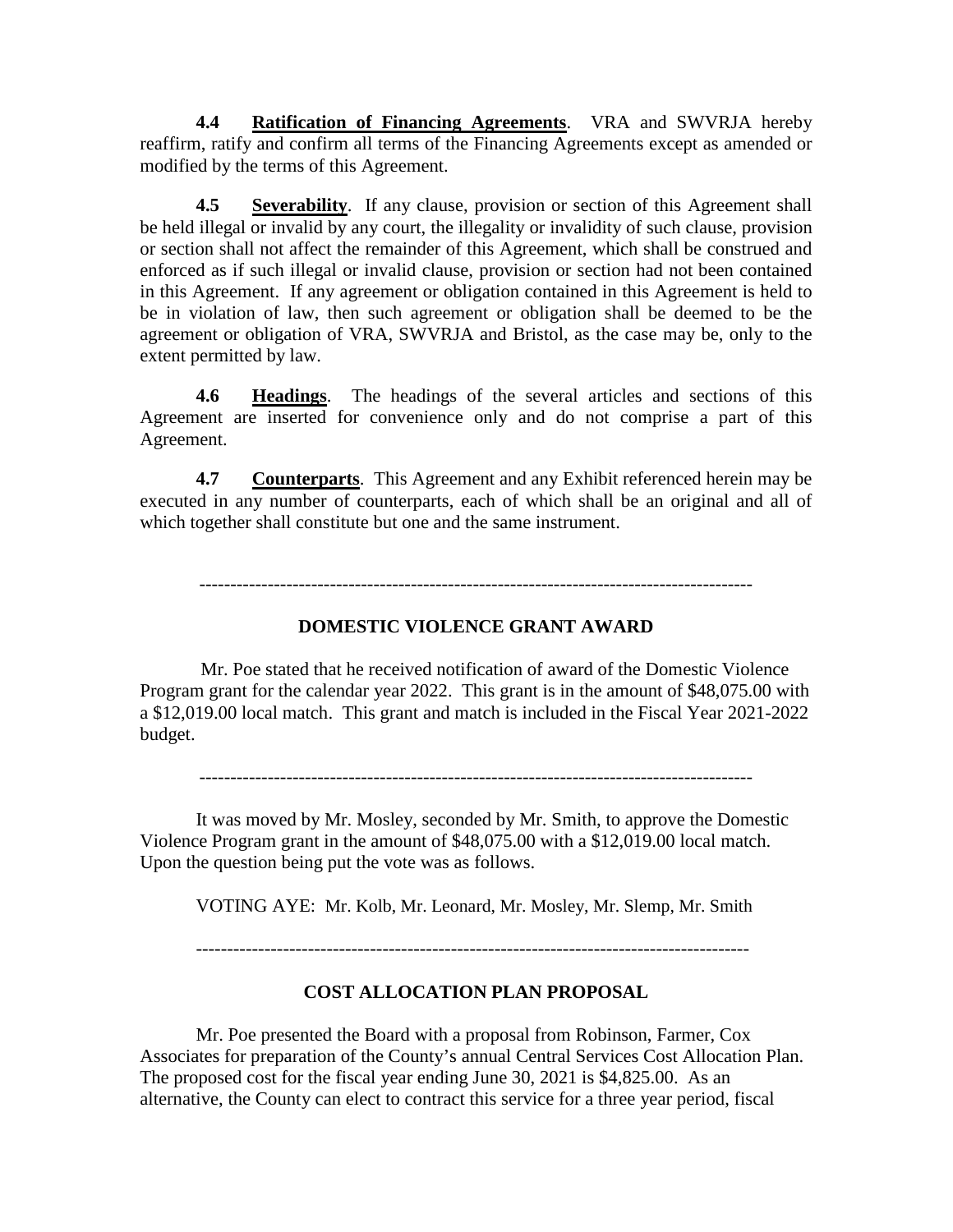**4.4** **Ratification of Financing Agreements**. VRA and SWVRJA hereby reaffirm, ratify and confirm all terms of the Financing Agreements except as amended or modified by the terms of this Agreement.

**4.5** **Severability**. If any clause, provision or section of this Agreement shall be held illegal or invalid by any court, the illegality or invalidity of such clause, provision or section shall not affect the remainder of this Agreement, which shall be construed and enforced as if such illegal or invalid clause, provision or section had not been contained in this Agreement. If any agreement or obligation contained in this Agreement is held to be in violation of law, then such agreement or obligation shall be deemed to be the agreement or obligation of VRA, SWVRJA and Bristol, as the case may be, only to the extent permitted by law.

**4.6** **Headings**. The headings of the several articles and sections of this Agreement are inserted for convenience only and do not comprise a part of this Agreement.

**4.7** **Counterparts**. This Agreement and any Exhibit referenced herein may be executed in any number of counterparts, each of which shall be an original and all of which together shall constitute but one and the same instrument.

------------------------------------------------------------------------------------------

**DOMESTIC VIOLENCE GRANT AWARD**

Mr. Poe stated that he received notification of award of the Domestic Violence Program grant for the calendar year 2022. This grant is in the amount of $48,075.00 with a $12,019.00 local match. This grant and match is included in the Fiscal Year 2021-2022 budget.

------------------------------------------------------------------------------------------

It was moved by Mr. Mosley, seconded by Mr. Smith, to approve the Domestic Violence Program grant in the amount of $48,075.00 with a $12,019.00 local match. Upon the question being put the vote was as follows.

VOTING AYE: Mr. Kolb, Mr. Leonard, Mr. Mosley, Mr. Slemp, Mr. Smith

------------------------------------------------------------------------------------------

**COST ALLOCATION PLAN PROPOSAL**

Mr. Poe presented the Board with a proposal from Robinson, Farmer, Cox Associates for preparation of the County's annual Central Services Cost Allocation Plan. The proposed cost for the fiscal year ending June 30, 2021 is $4,825.00. As an alternative, the County can elect to contract this service for a three year period, fiscal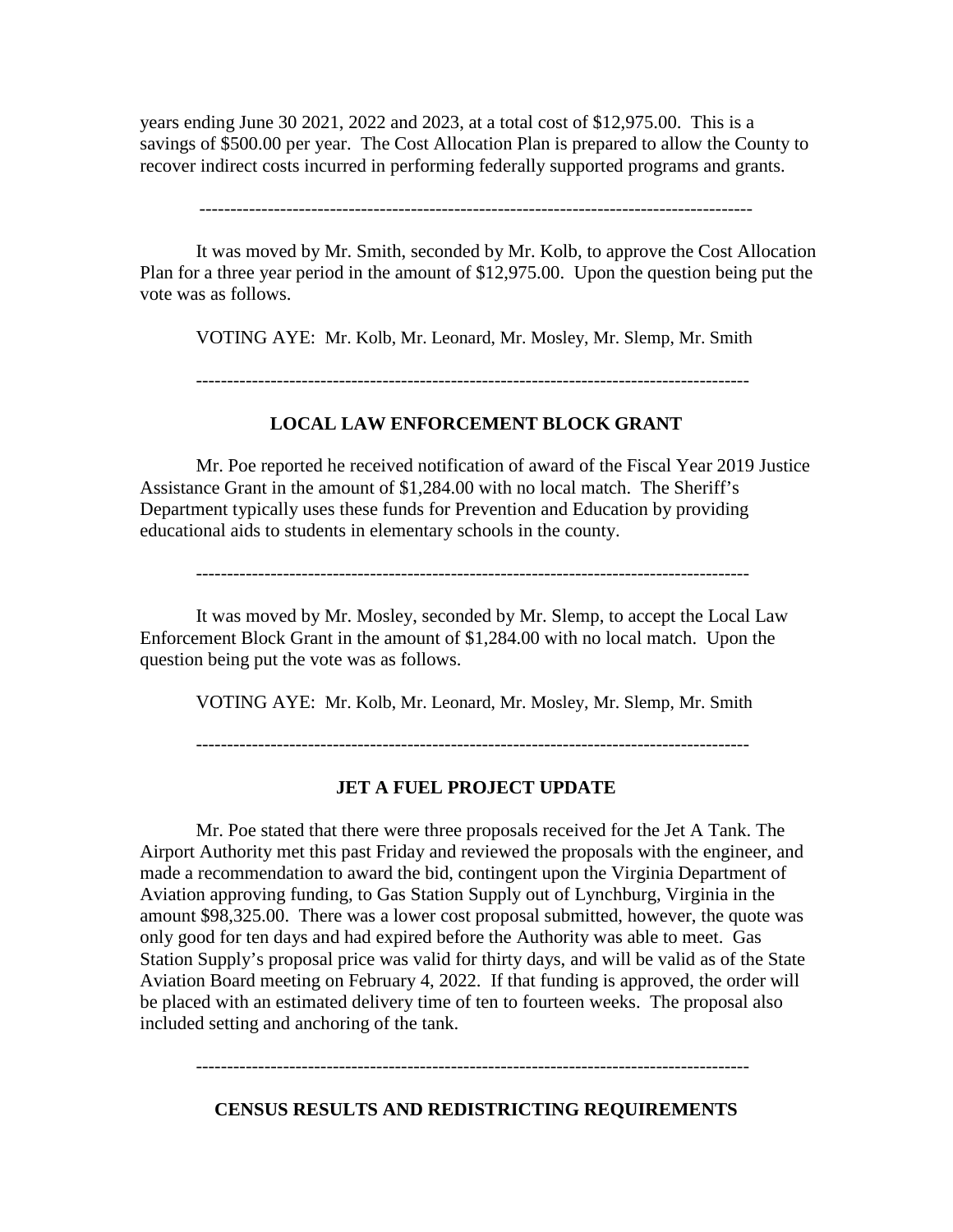years ending June 30 2021, 2022 and 2023, at a total cost of $12,975.00. This is a savings of $500.00 per year. The Cost Allocation Plan is prepared to allow the County to recover indirect costs incurred in performing federally supported programs and grants.

---

It was moved by Mr. Smith, seconded by Mr. Kolb, to approve the Cost Allocation Plan for a three year period in the amount of $12,975.00. Upon the question being put the vote was as follows.

VOTING AYE: Mr. Kolb, Mr. Leonard, Mr. Mosley, Mr. Slemp, Mr. Smith

---

## LOCAL LAW ENFORCEMENT BLOCK GRANT

Mr. Poe reported he received notification of award of the Fiscal Year 2019 Justice Assistance Grant in the amount of $1,284.00 with no local match. The Sheriff's Department typically uses these funds for Prevention and Education by providing educational aids to students in elementary schools in the county.

---

It was moved by Mr. Mosley, seconded by Mr. Slemp, to accept the Local Law Enforcement Block Grant in the amount of $1,284.00 with no local match. Upon the question being put the vote was as follows.

VOTING AYE: Mr. Kolb, Mr. Leonard, Mr. Mosley, Mr. Slemp, Mr. Smith

---

## JET A FUEL PROJECT UPDATE

Mr. Poe stated that there were three proposals received for the Jet A Tank. The Airport Authority met this past Friday and reviewed the proposals with the engineer, and made a recommendation to award the bid, contingent upon the Virginia Department of Aviation approving funding, to Gas Station Supply out of Lynchburg, Virginia in the amount $98,325.00. There was a lower cost proposal submitted, however, the quote was only good for ten days and had expired before the Authority was able to meet. Gas Station Supply's proposal price was valid for thirty days, and will be valid as of the State Aviation Board meeting on February 4, 2022. If that funding is approved, the order will be placed with an estimated delivery time of ten to fourteen weeks. The proposal also included setting and anchoring of the tank.

---

## CENSUS RESULTS AND REDISTRICTING REQUIREMENTS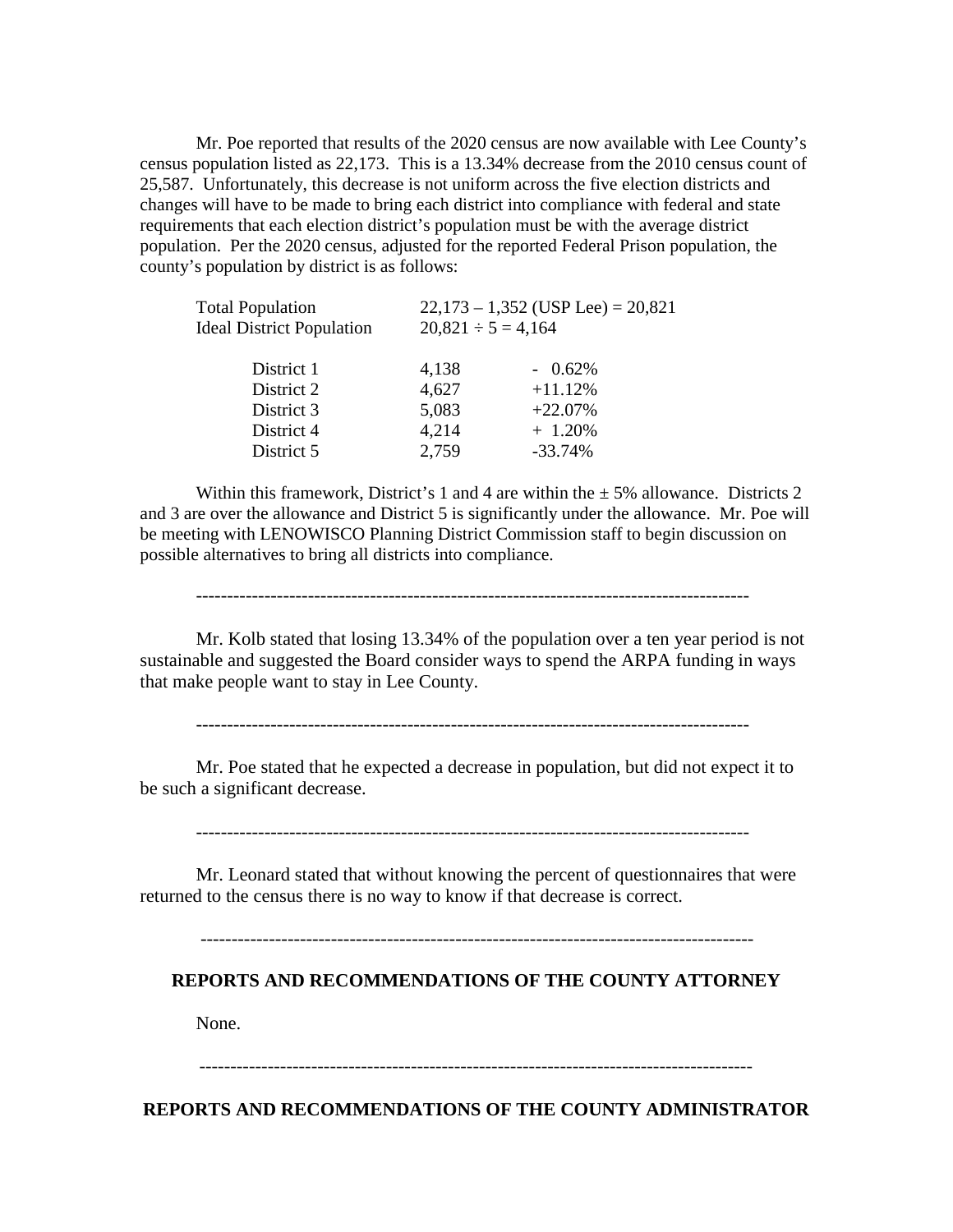Mr. Poe reported that results of the 2020 census are now available with Lee County's census population listed as 22,173. This is a 13.34% decrease from the 2010 census count of 25,587. Unfortunately, this decrease is not uniform across the five election districts and changes will have to be made to bring each district into compliance with federal and state requirements that each election district's population must be with the average district population. Per the 2020 census, adjusted for the reported Federal Prison population, the county's population by district is as follows:

| | | |
|---|---|---|
| Total Population | 22,173 – 1,352 (USP Lee) = 20,821 | |
| Ideal District Population | 20,821 ÷ 5 = 4,164 | |
| District 1 | 4,138 | - 0.62% |
| District 2 | 4,627 | +11.12% |
| District 3 | 5,083 | +22.07% |
| District 4 | 4,214 | + 1.20% |
| District 5 | 2,759 | -33.74% |

Within this framework, District's 1 and 4 are within the ± 5% allowance. Districts 2 and 3 are over the allowance and District 5 is significantly under the allowance. Mr. Poe will be meeting with LENOWISCO Planning District Commission staff to begin discussion on possible alternatives to bring all districts into compliance.

---

Mr. Kolb stated that losing 13.34% of the population over a ten year period is not sustainable and suggested the Board consider ways to spend the ARPA funding in ways that make people want to stay in Lee County.

---

Mr. Poe stated that he expected a decrease in population, but did not expect it to be such a significant decrease.

---

Mr. Leonard stated that without knowing the percent of questionnaires that were returned to the census there is no way to know if that decrease is correct.

---

## REPORTS AND RECOMMENDATIONS OF THE COUNTY ATTORNEY

None.

---

## REPORTS AND RECOMMENDATIONS OF THE COUNTY ADMINISTRATOR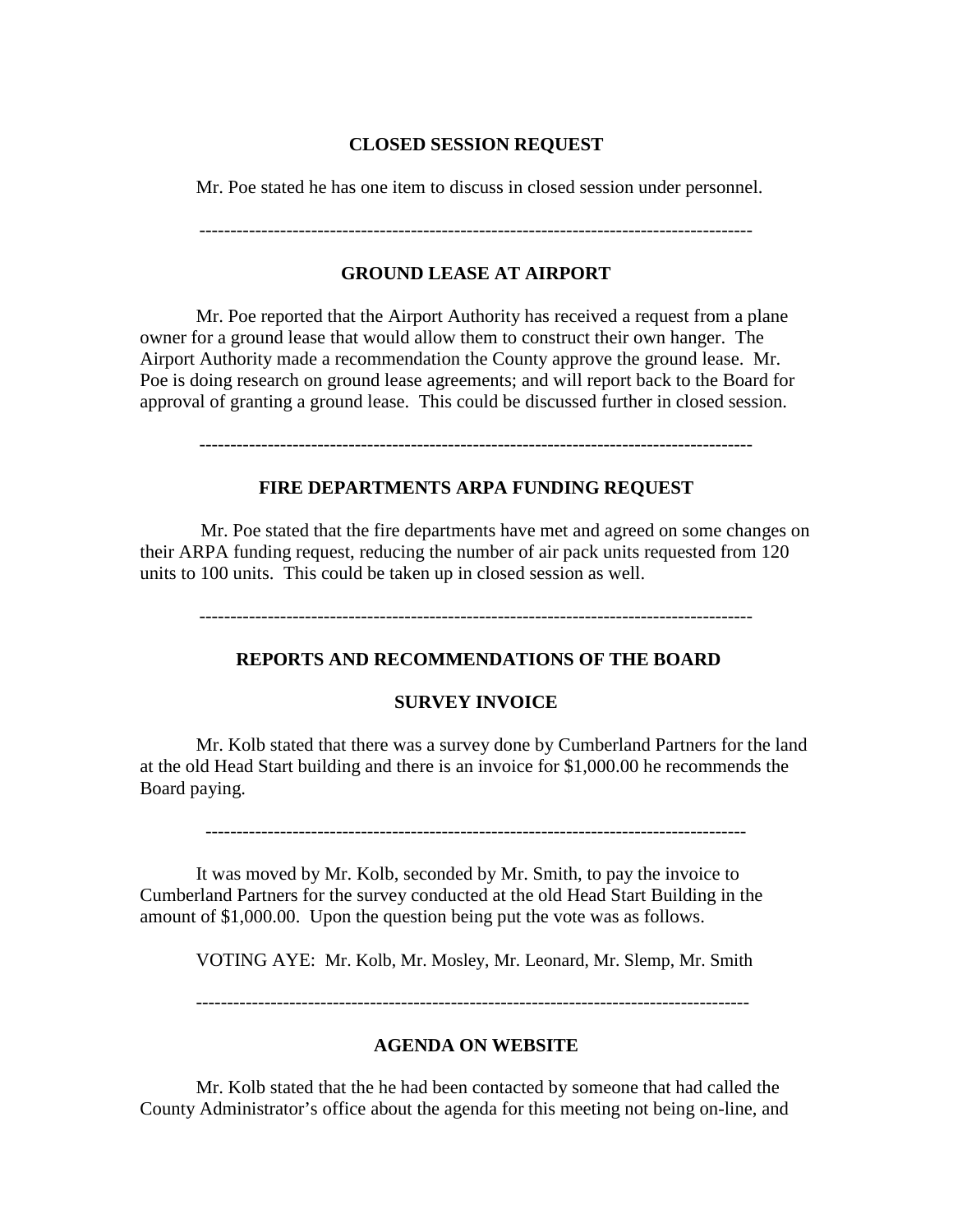**CLOSED SESSION REQUEST**

Mr. Poe stated he has one item to discuss in closed session under personnel.

---

**GROUND LEASE AT AIRPORT**

Mr. Poe reported that the Airport Authority has received a request from a plane owner for a ground lease that would allow them to construct their own hanger. The Airport Authority made a recommendation the County approve the ground lease. Mr. Poe is doing research on ground lease agreements; and will report back to the Board for approval of granting a ground lease. This could be discussed further in closed session.

---

**FIRE DEPARTMENTS ARPA FUNDING REQUEST**

Mr. Poe stated that the fire departments have met and agreed on some changes on their ARPA funding request, reducing the number of air pack units requested from 120 units to 100 units. This could be taken up in closed session as well.

---

**REPORTS AND RECOMMENDATIONS OF THE BOARD**

**SURVEY INVOICE**

Mr. Kolb stated that there was a survey done by Cumberland Partners for the land at the old Head Start building and there is an invoice for $1,000.00 he recommends the Board paying.

---

It was moved by Mr. Kolb, seconded by Mr. Smith, to pay the invoice to Cumberland Partners for the survey conducted at the old Head Start Building in the amount of $1,000.00. Upon the question being put the vote was as follows.

VOTING AYE: Mr. Kolb, Mr. Mosley, Mr. Leonard, Mr. Slemp, Mr. Smith

---

**AGENDA ON WEBSITE**

Mr. Kolb stated that the he had been contacted by someone that had called the County Administrator's office about the agenda for this meeting not being on-line, and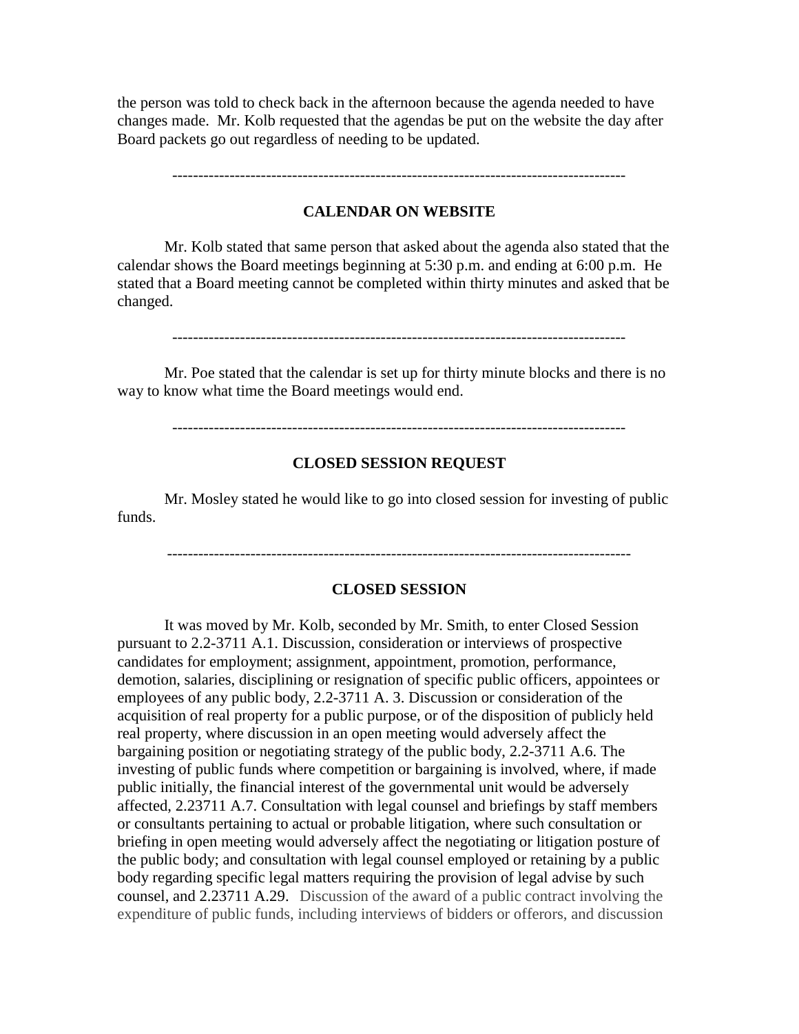the person was told to check back in the afternoon because the agenda needed to have changes made.  Mr. Kolb requested that the agendas be put on the website the day after Board packets go out regardless of needing to be updated.

---

**CALENDAR ON WEBSITE**

Mr. Kolb stated that same person that asked about the agenda also stated that the calendar shows the Board meetings beginning at 5:30 p.m. and ending at 6:00 p.m.  He stated that a Board meeting cannot be completed within thirty minutes and asked that be changed.

---

Mr. Poe stated that the calendar is set up for thirty minute blocks and there is no way to know what time the Board meetings would end.

---

**CLOSED SESSION REQUEST**

Mr. Mosley stated he would like to go into closed session for investing of public funds.

---

**CLOSED SESSION**

It was moved by Mr. Kolb, seconded by Mr. Smith, to enter Closed Session pursuant to 2.2-3711 A.1. Discussion, consideration or interviews of prospective candidates for employment; assignment, appointment, promotion, performance, demotion, salaries, disciplining or resignation of specific public officers, appointees or employees of any public body, 2.2-3711 A. 3. Discussion or consideration of the acquisition of real property for a public purpose, or of the disposition of publicly held real property, where discussion in an open meeting would adversely affect the bargaining position or negotiating strategy of the public body, 2.2-3711 A.6. The investing of public funds where competition or bargaining is involved, where, if made public initially, the financial interest of the governmental unit would be adversely affected, 2.23711 A.7. Consultation with legal counsel and briefings by staff members or consultants pertaining to actual or probable litigation, where such consultation or briefing in open meeting would adversely affect the negotiating or litigation posture of the public body; and consultation with legal counsel employed or retaining by a public body regarding specific legal matters requiring the provision of legal advise by such counsel, and 2.23711 A.29.   Discussion of the award of a public contract involving the expenditure of public funds, including interviews of bidders or offerors, and discussion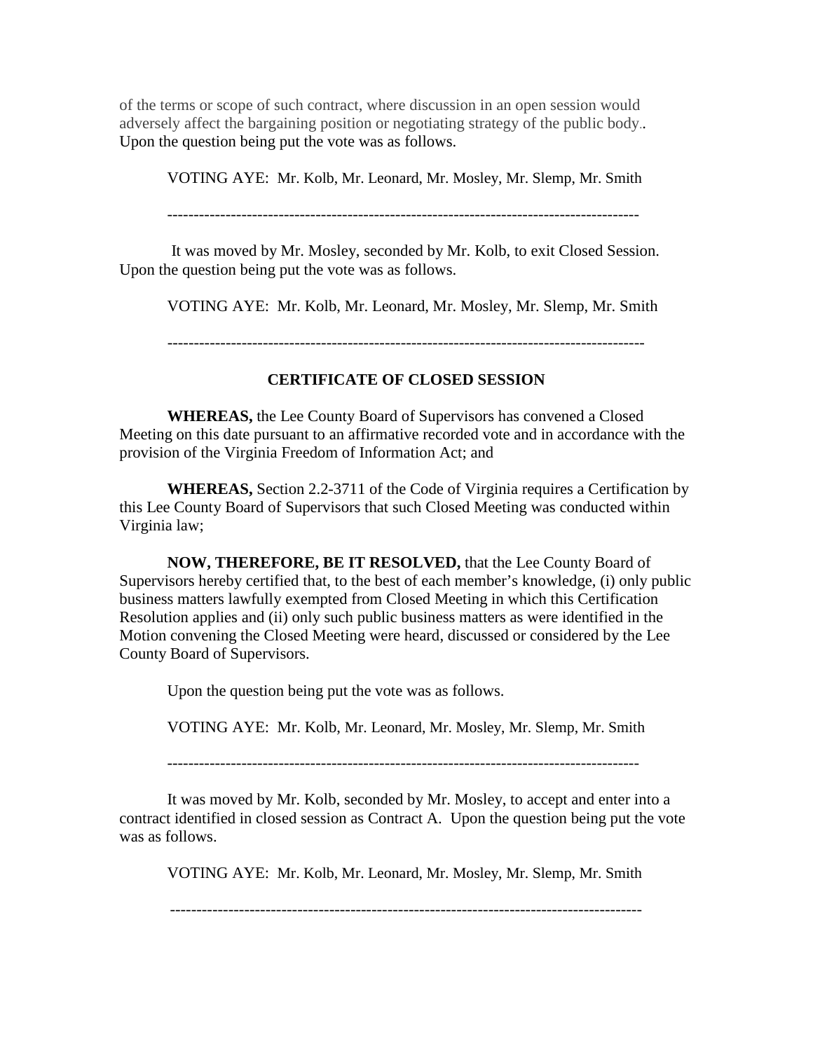of the terms or scope of such contract, where discussion in an open session would adversely affect the bargaining position or negotiating strategy of the public body.. Upon the question being put the vote was as follows.

VOTING AYE: Mr. Kolb, Mr. Leonard, Mr. Mosley, Mr. Slemp, Mr. Smith

---

It was moved by Mr. Mosley, seconded by Mr. Kolb, to exit Closed Session. Upon the question being put the vote was as follows.

VOTING AYE: Mr. Kolb, Mr. Leonard, Mr. Mosley, Mr. Slemp, Mr. Smith

---

## CERTIFICATE OF CLOSED SESSION

**WHEREAS,** the Lee County Board of Supervisors has convened a Closed Meeting on this date pursuant to an affirmative recorded vote and in accordance with the provision of the Virginia Freedom of Information Act; and

**WHEREAS,** Section 2.2-3711 of the Code of Virginia requires a Certification by this Lee County Board of Supervisors that such Closed Meeting was conducted within Virginia law;

**NOW, THEREFORE, BE IT RESOLVED,** that the Lee County Board of Supervisors hereby certified that, to the best of each member's knowledge, (i) only public business matters lawfully exempted from Closed Meeting in which this Certification Resolution applies and (ii) only such public business matters as were identified in the Motion convening the Closed Meeting were heard, discussed or considered by the Lee County Board of Supervisors.

Upon the question being put the vote was as follows.

VOTING AYE: Mr. Kolb, Mr. Leonard, Mr. Mosley, Mr. Slemp, Mr. Smith

---

It was moved by Mr. Kolb, seconded by Mr. Mosley, to accept and enter into a contract identified in closed session as Contract A. Upon the question being put the vote was as follows.

VOTING AYE: Mr. Kolb, Mr. Leonard, Mr. Mosley, Mr. Slemp, Mr. Smith

---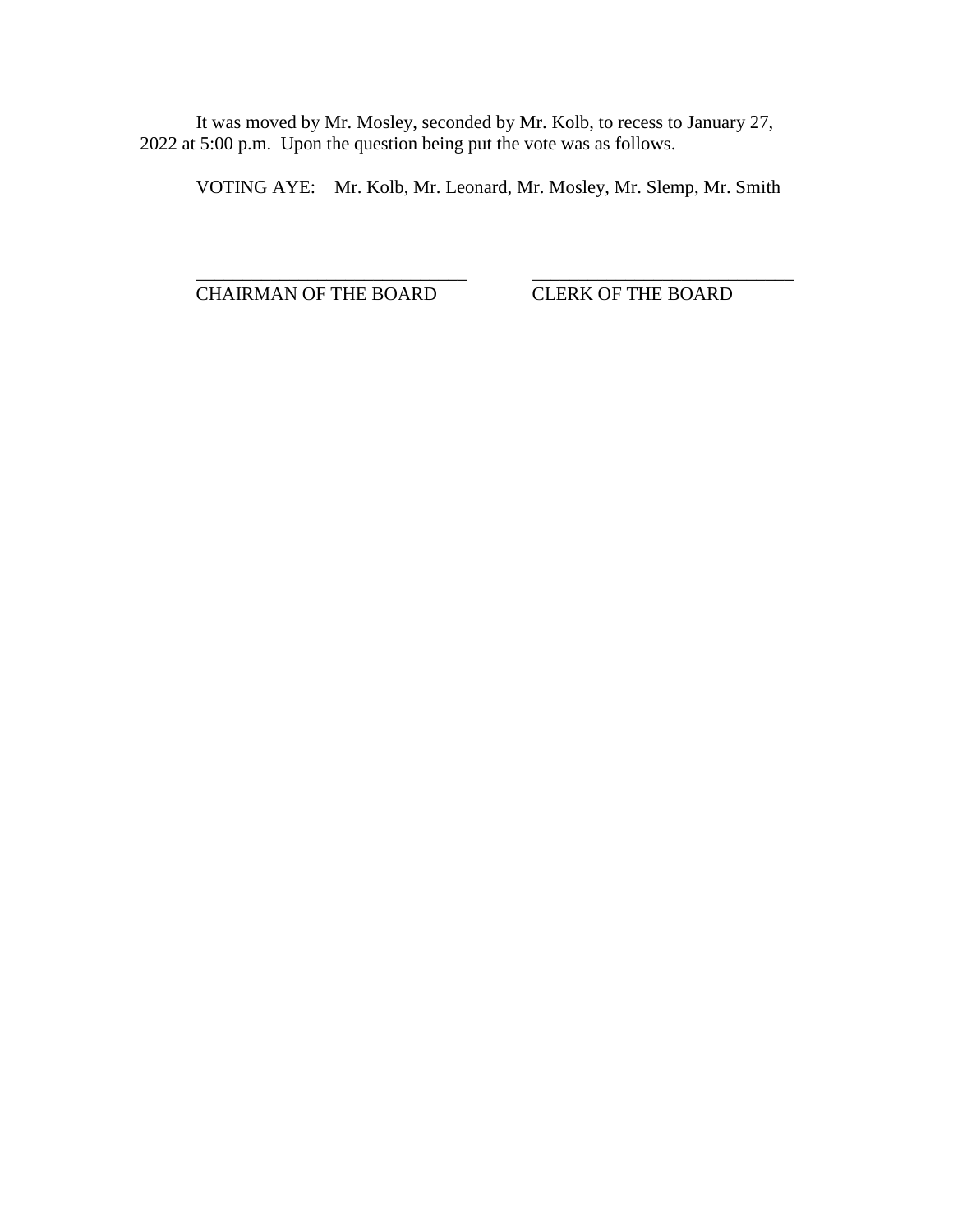It was moved by Mr. Mosley, seconded by Mr. Kolb, to recess to January 27, 2022 at 5:00 p.m. Upon the question being put the vote was as follows.

VOTING AYE: Mr. Kolb, Mr. Leonard, Mr. Mosley, Mr. Slemp, Mr. Smith

_____________________________ CHAIRMAN OF THE BOARD

_____________________________ CLERK OF THE BOARD